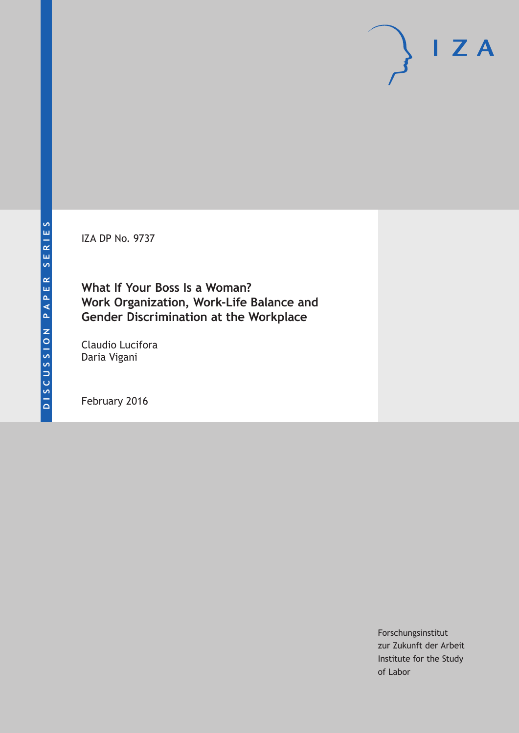DISCUSSION PAPER SERIES

IZA DP No. 9737

# What If Your Boss Is a Woman? Work Organization, Work-Life Balance and Gender Discrimination at the Workplace

Claudio Lucifora
Daria Vigani

February 2016

Forschungsinstitut
zur Zukunft der Arbeit
Institute for the Study
of Labor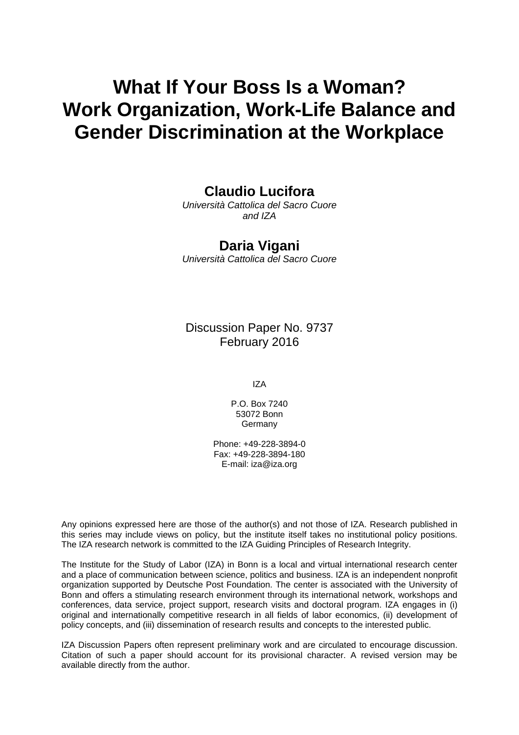# What If Your Boss Is a Woman? Work Organization, Work-Life Balance and Gender Discrimination at the Workplace

**Claudio Lucifora**
*Università Cattolica del Sacro Cuore and IZA*

**Daria Vigani**
*Università Cattolica del Sacro Cuore*

Discussion Paper No. 9737
February 2016

IZA

P.O. Box 7240
53072 Bonn
Germany

Phone: +49-228-3894-0
Fax: +49-228-3894-180
E-mail: iza@iza.org

Any opinions expressed here are those of the author(s) and not those of IZA. Research published in this series may include views on policy, but the institute itself takes no institutional policy positions. The IZA research network is committed to the IZA Guiding Principles of Research Integrity.

The Institute for the Study of Labor (IZA) in Bonn is a local and virtual international research center and a place of communication between science, politics and business. IZA is an independent nonprofit organization supported by Deutsche Post Foundation. The center is associated with the University of Bonn and offers a stimulating research environment through its international network, workshops and conferences, data service, project support, research visits and doctoral program. IZA engages in (i) original and internationally competitive research in all fields of labor economics, (ii) development of policy concepts, and (iii) dissemination of research results and concepts to the interested public.

IZA Discussion Papers often represent preliminary work and are circulated to encourage discussion. Citation of such a paper should account for its provisional character. A revised version may be available directly from the author.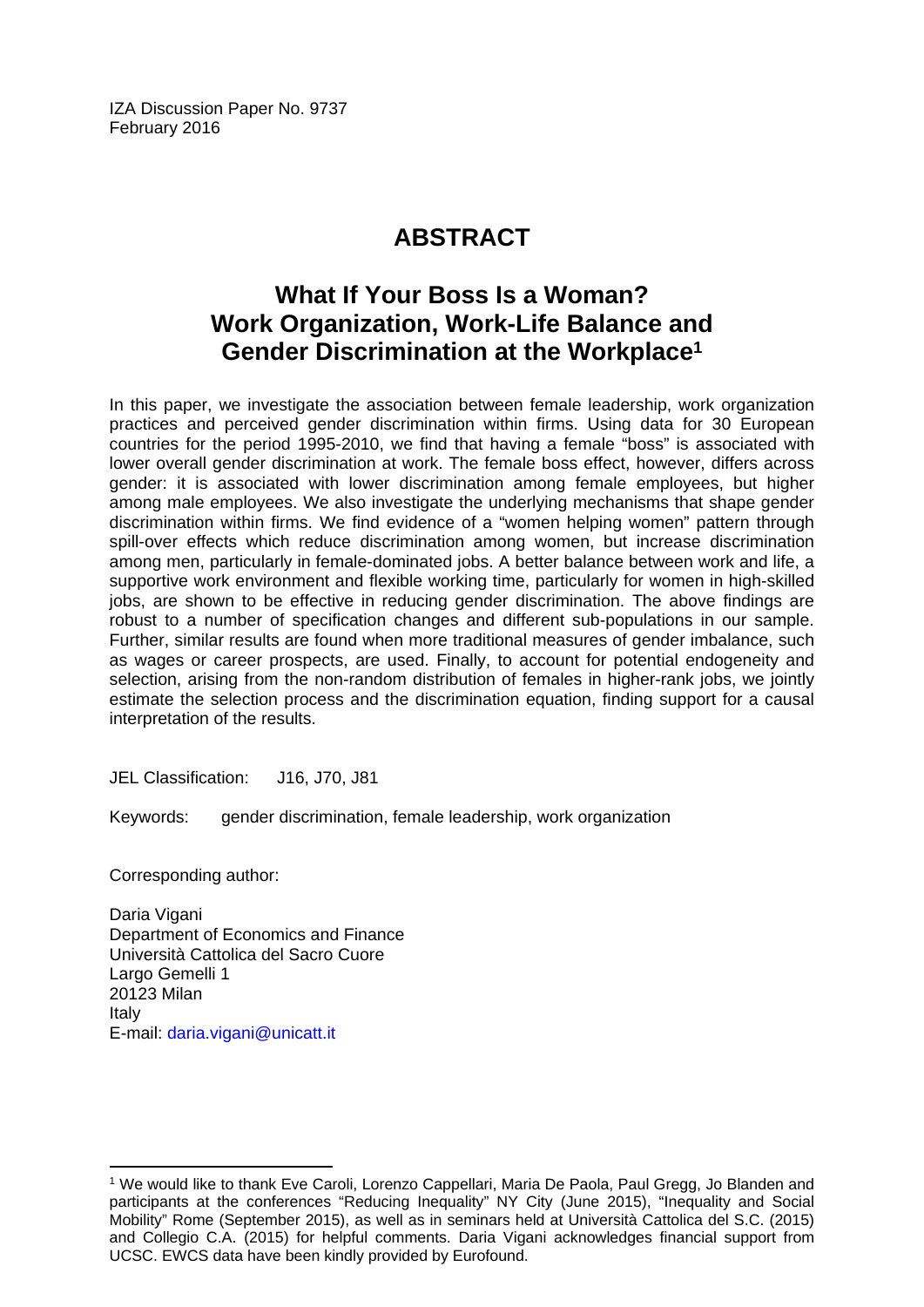IZA Discussion Paper No. 9737
February 2016

# ABSTRACT

## What If Your Boss Is a Woman? Work Organization, Work-Life Balance and Gender Discrimination at the Workplace[1]

In this paper, we investigate the association between female leadership, work organization practices and perceived gender discrimination within firms. Using data for 30 European countries for the period 1995-2010, we find that having a female "boss" is associated with lower overall gender discrimination at work. The female boss effect, however, differs across gender: it is associated with lower discrimination among female employees, but higher among male employees. We also investigate the underlying mechanisms that shape gender discrimination within firms. We find evidence of a "women helping women" pattern through spill-over effects which reduce discrimination among women, but increase discrimination among men, particularly in female-dominated jobs. A better balance between work and life, a supportive work environment and flexible working time, particularly for women in high-skilled jobs, are shown to be effective in reducing gender discrimination. The above findings are robust to a number of specification changes and different sub-populations in our sample. Further, similar results are found when more traditional measures of gender imbalance, such as wages or career prospects, are used. Finally, to account for potential endogeneity and selection, arising from the non-random distribution of females in higher-rank jobs, we jointly estimate the selection process and the discrimination equation, finding support for a causal interpretation of the results.

JEL Classification: J16, J70, J81

Keywords: gender discrimination, female leadership, work organization

Corresponding author:

Daria Vigani
Department of Economics and Finance
Università Cattolica del Sacro Cuore
Largo Gemelli 1
20123 Milan
Italy
E-mail: daria.vigani@unicatt.it

[1] We would like to thank Eve Caroli, Lorenzo Cappellari, Maria De Paola, Paul Gregg, Jo Blanden and participants at the conferences "Reducing Inequality" NY City (June 2015), "Inequality and Social Mobility" Rome (September 2015), as well as in seminars held at Università Cattolica del S.C. (2015) and Collegio C.A. (2015) for helpful comments. Daria Vigani acknowledges financial support from UCSC. EWCS data have been kindly provided by Eurofound.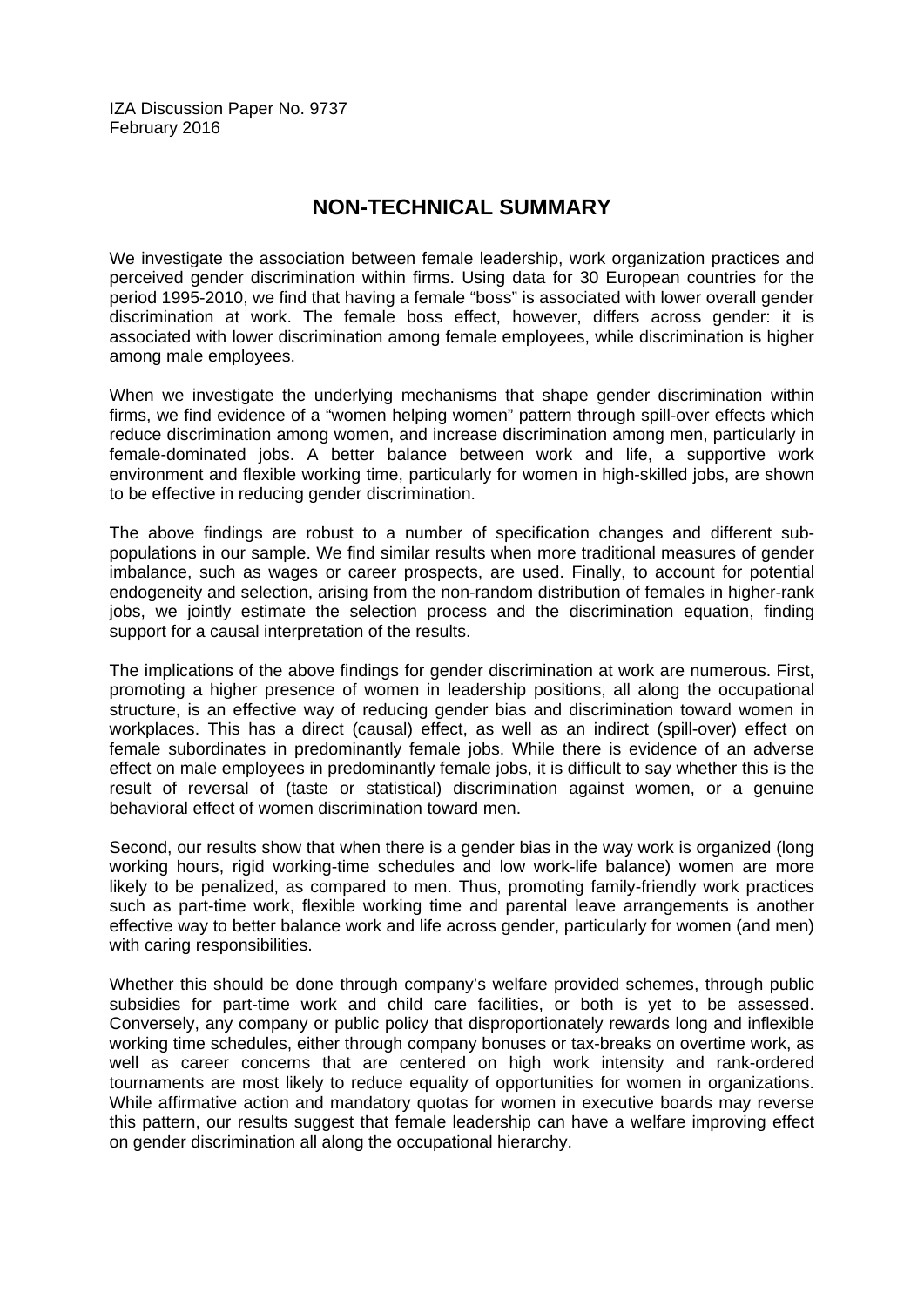IZA Discussion Paper No. 9737
February 2016

## NON-TECHNICAL SUMMARY

We investigate the association between female leadership, work organization practices and perceived gender discrimination within firms. Using data for 30 European countries for the period 1995-2010, we find that having a female "boss" is associated with lower overall gender discrimination at work. The female boss effect, however, differs across gender: it is associated with lower discrimination among female employees, while discrimination is higher among male employees.

When we investigate the underlying mechanisms that shape gender discrimination within firms, we find evidence of a "women helping women" pattern through spill-over effects which reduce discrimination among women, and increase discrimination among men, particularly in female-dominated jobs. A better balance between work and life, a supportive work environment and flexible working time, particularly for women in high-skilled jobs, are shown to be effective in reducing gender discrimination.

The above findings are robust to a number of specification changes and different sub-populations in our sample. We find similar results when more traditional measures of gender imbalance, such as wages or career prospects, are used. Finally, to account for potential endogeneity and selection, arising from the non-random distribution of females in higher-rank jobs, we jointly estimate the selection process and the discrimination equation, finding support for a causal interpretation of the results.

The implications of the above findings for gender discrimination at work are numerous. First, promoting a higher presence of women in leadership positions, all along the occupational structure, is an effective way of reducing gender bias and discrimination toward women in workplaces. This has a direct (causal) effect, as well as an indirect (spill-over) effect on female subordinates in predominantly female jobs. While there is evidence of an adverse effect on male employees in predominantly female jobs, it is difficult to say whether this is the result of reversal of (taste or statistical) discrimination against women, or a genuine behavioral effect of women discrimination toward men.

Second, our results show that when there is a gender bias in the way work is organized (long working hours, rigid working-time schedules and low work-life balance) women are more likely to be penalized, as compared to men. Thus, promoting family-friendly work practices such as part-time work, flexible working time and parental leave arrangements is another effective way to better balance work and life across gender, particularly for women (and men) with caring responsibilities.

Whether this should be done through company's welfare provided schemes, through public subsidies for part-time work and child care facilities, or both is yet to be assessed. Conversely, any company or public policy that disproportionately rewards long and inflexible working time schedules, either through company bonuses or tax-breaks on overtime work, as well as career concerns that are centered on high work intensity and rank-ordered tournaments are most likely to reduce equality of opportunities for women in organizations. While affirmative action and mandatory quotas for women in executive boards may reverse this pattern, our results suggest that female leadership can have a welfare improving effect on gender discrimination all along the occupational hierarchy.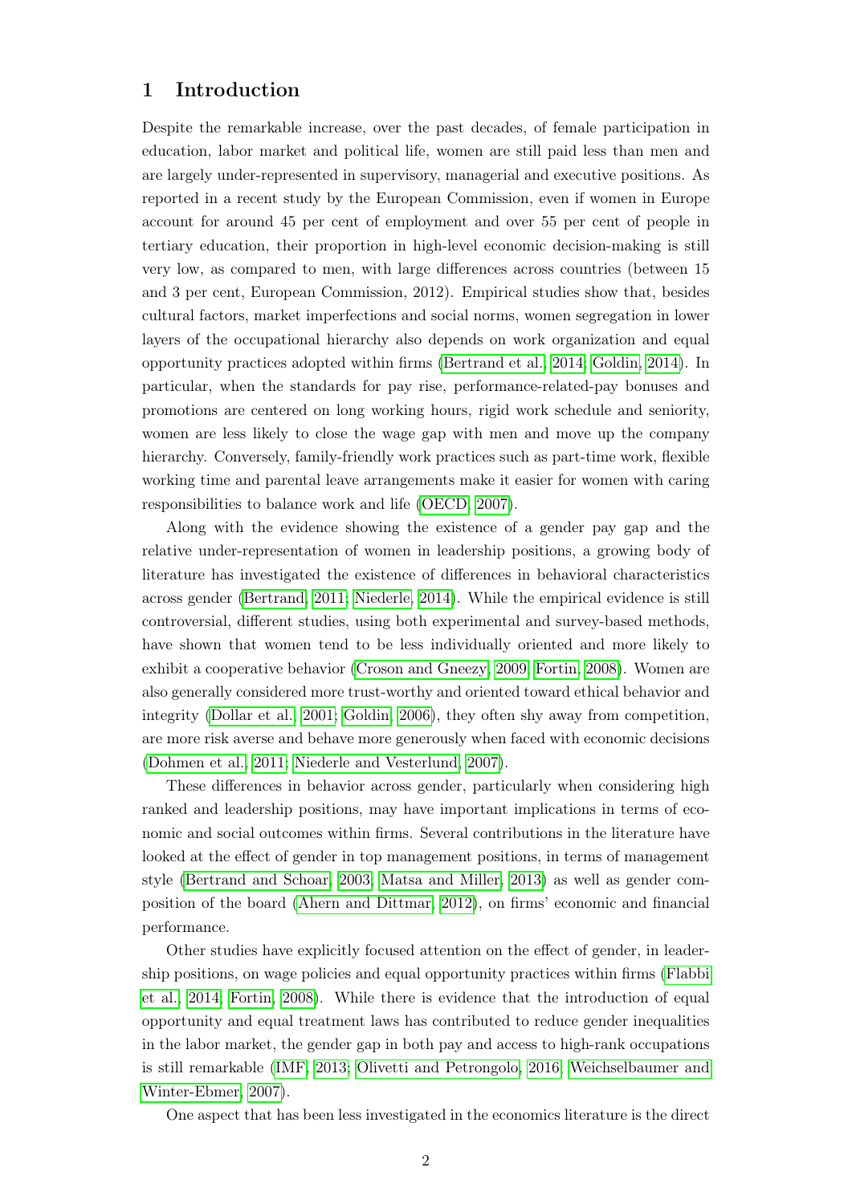# 1 Introduction

Despite the remarkable increase, over the past decades, of female participation in education, labor market and political life, women are still paid less than men and are largely under-represented in supervisory, managerial and executive positions. As reported in a recent study by the European Commission, even if women in Europe account for around 45 per cent of employment and over 55 per cent of people in tertiary education, their proportion in high-level economic decision-making is still very low, as compared to men, with large differences across countries (between 15 and 3 per cent, European Commission, 2012). Empirical studies show that, besides cultural factors, market imperfections and social norms, women segregation in lower layers of the occupational hierarchy also depends on work organization and equal opportunity practices adopted within firms (Bertrand et al., 2014; Goldin, 2014). In particular, when the standards for pay rise, performance-related-pay bonuses and promotions are centered on long working hours, rigid work schedule and seniority, women are less likely to close the wage gap with men and move up the company hierarchy. Conversely, family-friendly work practices such as part-time work, flexible working time and parental leave arrangements make it easier for women with caring responsibilities to balance work and life (OECD, 2007).

Along with the evidence showing the existence of a gender pay gap and the relative under-representation of women in leadership positions, a growing body of literature has investigated the existence of differences in behavioral characteristics across gender (Bertrand, 2011; Niederle, 2014). While the empirical evidence is still controversial, different studies, using both experimental and survey-based methods, have shown that women tend to be less individually oriented and more likely to exhibit a cooperative behavior (Croson and Gneezy, 2009; Fortin, 2008). Women are also generally considered more trust-worthy and oriented toward ethical behavior and integrity (Dollar et al., 2001; Goldin, 2006), they often shy away from competition, are more risk averse and behave more generously when faced with economic decisions (Dohmen et al., 2011; Niederle and Vesterlund, 2007).

These differences in behavior across gender, particularly when considering high ranked and leadership positions, may have important implications in terms of economic and social outcomes within firms. Several contributions in the literature have looked at the effect of gender in top management positions, in terms of management style (Bertrand and Schoar, 2003; Matsa and Miller, 2013) as well as gender composition of the board (Ahern and Dittmar, 2012), on firms' economic and financial performance.

Other studies have explicitly focused attention on the effect of gender, in leadership positions, on wage policies and equal opportunity practices within firms (Flabbi et al., 2014; Fortin, 2008). While there is evidence that the introduction of equal opportunity and equal treatment laws has contributed to reduce gender inequalities in the labor market, the gender gap in both pay and access to high-rank occupations is still remarkable (IMF, 2013; Olivetti and Petrongolo, 2016; Weichselbaumer and Winter-Ebmer, 2007).

One aspect that has been less investigated in the economics literature is the direct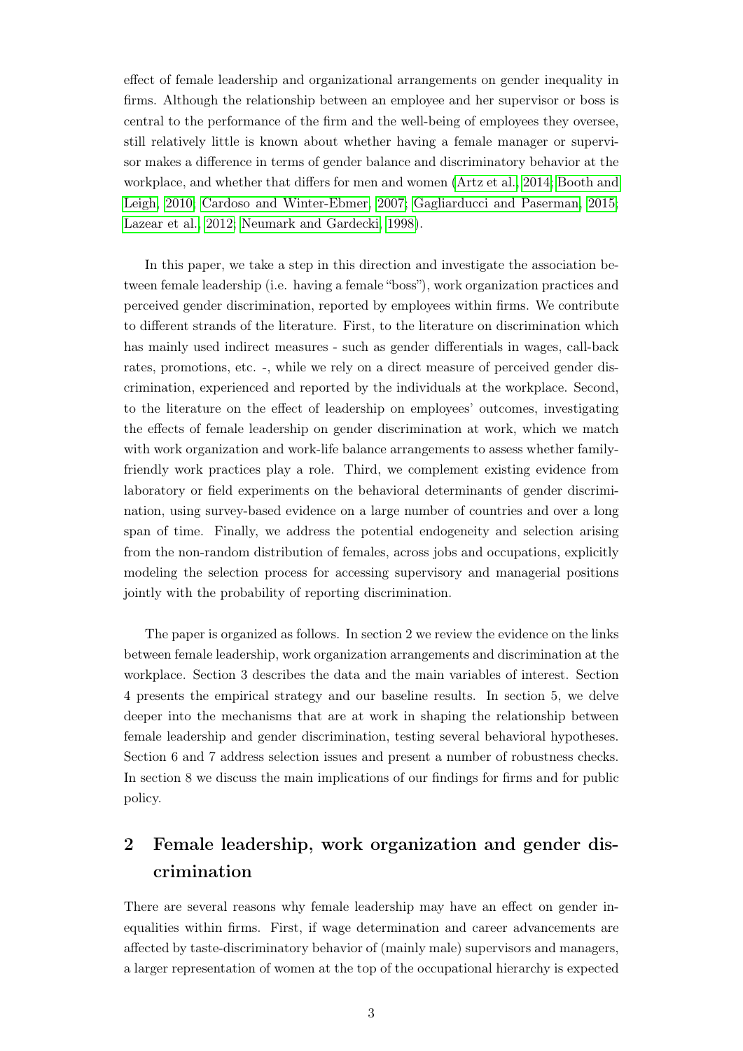effect of female leadership and organizational arrangements on gender inequality in firms. Although the relationship between an employee and her supervisor or boss is central to the performance of the firm and the well-being of employees they oversee, still relatively little is known about whether having a female manager or supervisor makes a difference in terms of gender balance and discriminatory behavior at the workplace, and whether that differs for men and women (Artz et al., 2014; Booth and Leigh, 2010; Cardoso and Winter-Ebmer, 2007; Gagliarducci and Paserman, 2015; Lazear et al., 2012; Neumark and Gardecki, 1998).

In this paper, we take a step in this direction and investigate the association between female leadership (i.e. having a female "boss"), work organization practices and perceived gender discrimination, reported by employees within firms. We contribute to different strands of the literature. First, to the literature on discrimination which has mainly used indirect measures - such as gender differentials in wages, call-back rates, promotions, etc. -, while we rely on a direct measure of perceived gender discrimination, experienced and reported by the individuals at the workplace. Second, to the literature on the effect of leadership on employees' outcomes, investigating the effects of female leadership on gender discrimination at work, which we match with work organization and work-life balance arrangements to assess whether family-friendly work practices play a role. Third, we complement existing evidence from laboratory or field experiments on the behavioral determinants of gender discrimination, using survey-based evidence on a large number of countries and over a long span of time. Finally, we address the potential endogeneity and selection arising from the non-random distribution of females, across jobs and occupations, explicitly modeling the selection process for accessing supervisory and managerial positions jointly with the probability of reporting discrimination.

The paper is organized as follows. In section 2 we review the evidence on the links between female leadership, work organization arrangements and discrimination at the workplace. Section 3 describes the data and the main variables of interest. Section 4 presents the empirical strategy and our baseline results. In section 5, we delve deeper into the mechanisms that are at work in shaping the relationship between female leadership and gender discrimination, testing several behavioral hypotheses. Section 6 and 7 address selection issues and present a number of robustness checks. In section 8 we discuss the main implications of our findings for firms and for public policy.

## 2 Female leadership, work organization and gender discrimination

There are several reasons why female leadership may have an effect on gender inequalities within firms. First, if wage determination and career advancements are affected by taste-discriminatory behavior of (mainly male) supervisors and managers, a larger representation of women at the top of the occupational hierarchy is expected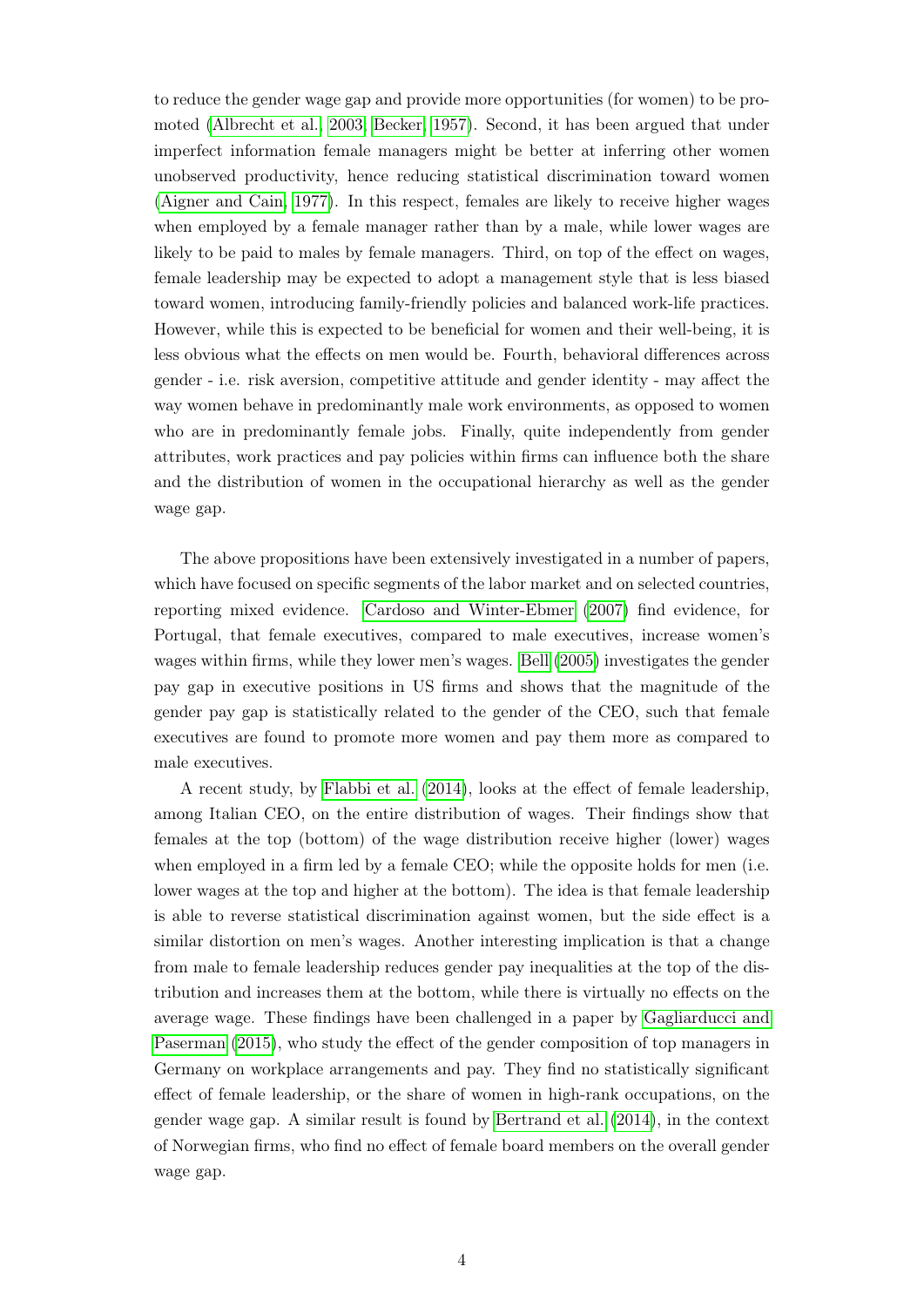to reduce the gender wage gap and provide more opportunities (for women) to be promoted (Albrecht et al., 2003; Becker, 1957). Second, it has been argued that under imperfect information female managers might be better at inferring other women unobserved productivity, hence reducing statistical discrimination toward women (Aigner and Cain, 1977). In this respect, females are likely to receive higher wages when employed by a female manager rather than by a male, while lower wages are likely to be paid to males by female managers. Third, on top of the effect on wages, female leadership may be expected to adopt a management style that is less biased toward women, introducing family-friendly policies and balanced work-life practices. However, while this is expected to be beneficial for women and their well-being, it is less obvious what the effects on men would be. Fourth, behavioral differences across gender - i.e. risk aversion, competitive attitude and gender identity - may affect the way women behave in predominantly male work environments, as opposed to women who are in predominantly female jobs. Finally, quite independently from gender attributes, work practices and pay policies within firms can influence both the share and the distribution of women in the occupational hierarchy as well as the gender wage gap.

The above propositions have been extensively investigated in a number of papers, which have focused on specific segments of the labor market and on selected countries, reporting mixed evidence. Cardoso and Winter-Ebmer (2007) find evidence, for Portugal, that female executives, compared to male executives, increase women's wages within firms, while they lower men's wages. Bell (2005) investigates the gender pay gap in executive positions in US firms and shows that the magnitude of the gender pay gap is statistically related to the gender of the CEO, such that female executives are found to promote more women and pay them more as compared to male executives.

A recent study, by Flabbi et al. (2014), looks at the effect of female leadership, among Italian CEO, on the entire distribution of wages. Their findings show that females at the top (bottom) of the wage distribution receive higher (lower) wages when employed in a firm led by a female CEO; while the opposite holds for men (i.e. lower wages at the top and higher at the bottom). The idea is that female leadership is able to reverse statistical discrimination against women, but the side effect is a similar distortion on men's wages. Another interesting implication is that a change from male to female leadership reduces gender pay inequalities at the top of the distribution and increases them at the bottom, while there is virtually no effects on the average wage. These findings have been challenged in a paper by Gagliarducci and Paserman (2015), who study the effect of the gender composition of top managers in Germany on workplace arrangements and pay. They find no statistically significant effect of female leadership, or the share of women in high-rank occupations, on the gender wage gap. A similar result is found by Bertrand et al. (2014), in the context of Norwegian firms, who find no effect of female board members on the overall gender wage gap.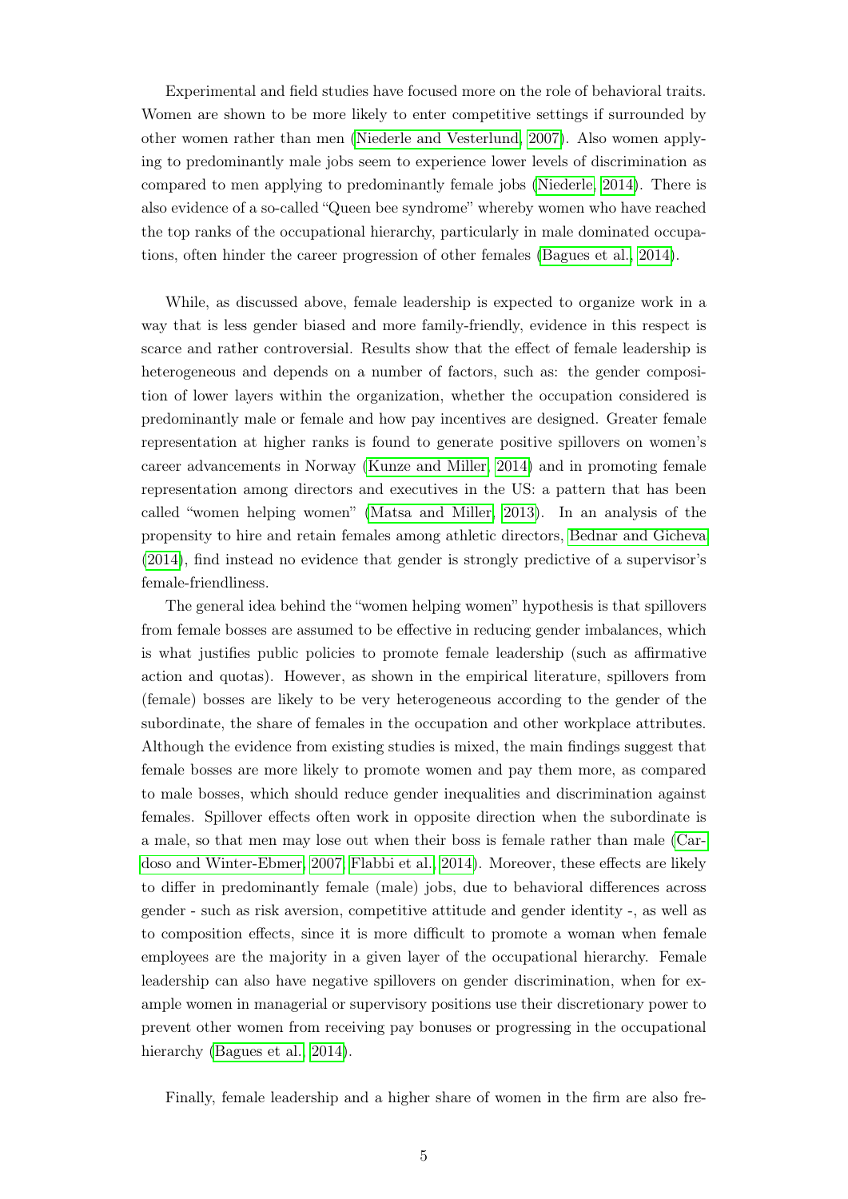Experimental and field studies have focused more on the role of behavioral traits. Women are shown to be more likely to enter competitive settings if surrounded by other women rather than men (Niederle and Vesterlund, 2007). Also women applying to predominantly male jobs seem to experience lower levels of discrimination as compared to men applying to predominantly female jobs (Niederle, 2014). There is also evidence of a so-called "Queen bee syndrome" whereby women who have reached the top ranks of the occupational hierarchy, particularly in male dominated occupations, often hinder the career progression of other females (Bagues et al., 2014).

While, as discussed above, female leadership is expected to organize work in a way that is less gender biased and more family-friendly, evidence in this respect is scarce and rather controversial. Results show that the effect of female leadership is heterogeneous and depends on a number of factors, such as: the gender composition of lower layers within the organization, whether the occupation considered is predominantly male or female and how pay incentives are designed. Greater female representation at higher ranks is found to generate positive spillovers on women's career advancements in Norway (Kunze and Miller, 2014) and in promoting female representation among directors and executives in the US: a pattern that has been called "women helping women" (Matsa and Miller, 2013). In an analysis of the propensity to hire and retain females among athletic directors, Bednar and Gicheva (2014), find instead no evidence that gender is strongly predictive of a supervisor's female-friendliness.

The general idea behind the "women helping women" hypothesis is that spillovers from female bosses are assumed to be effective in reducing gender imbalances, which is what justifies public policies to promote female leadership (such as affirmative action and quotas). However, as shown in the empirical literature, spillovers from (female) bosses are likely to be very heterogeneous according to the gender of the subordinate, the share of females in the occupation and other workplace attributes. Although the evidence from existing studies is mixed, the main findings suggest that female bosses are more likely to promote women and pay them more, as compared to male bosses, which should reduce gender inequalities and discrimination against females. Spillover effects often work in opposite direction when the subordinate is a male, so that men may lose out when their boss is female rather than male (Cardoso and Winter-Ebmer, 2007; Flabbi et al., 2014). Moreover, these effects are likely to differ in predominantly female (male) jobs, due to behavioral differences across gender - such as risk aversion, competitive attitude and gender identity -, as well as to composition effects, since it is more difficult to promote a woman when female employees are the majority in a given layer of the occupational hierarchy. Female leadership can also have negative spillovers on gender discrimination, when for example women in managerial or supervisory positions use their discretionary power to prevent other women from receiving pay bonuses or progressing in the occupational hierarchy (Bagues et al., 2014).

Finally, female leadership and a higher share of women in the firm are also fre-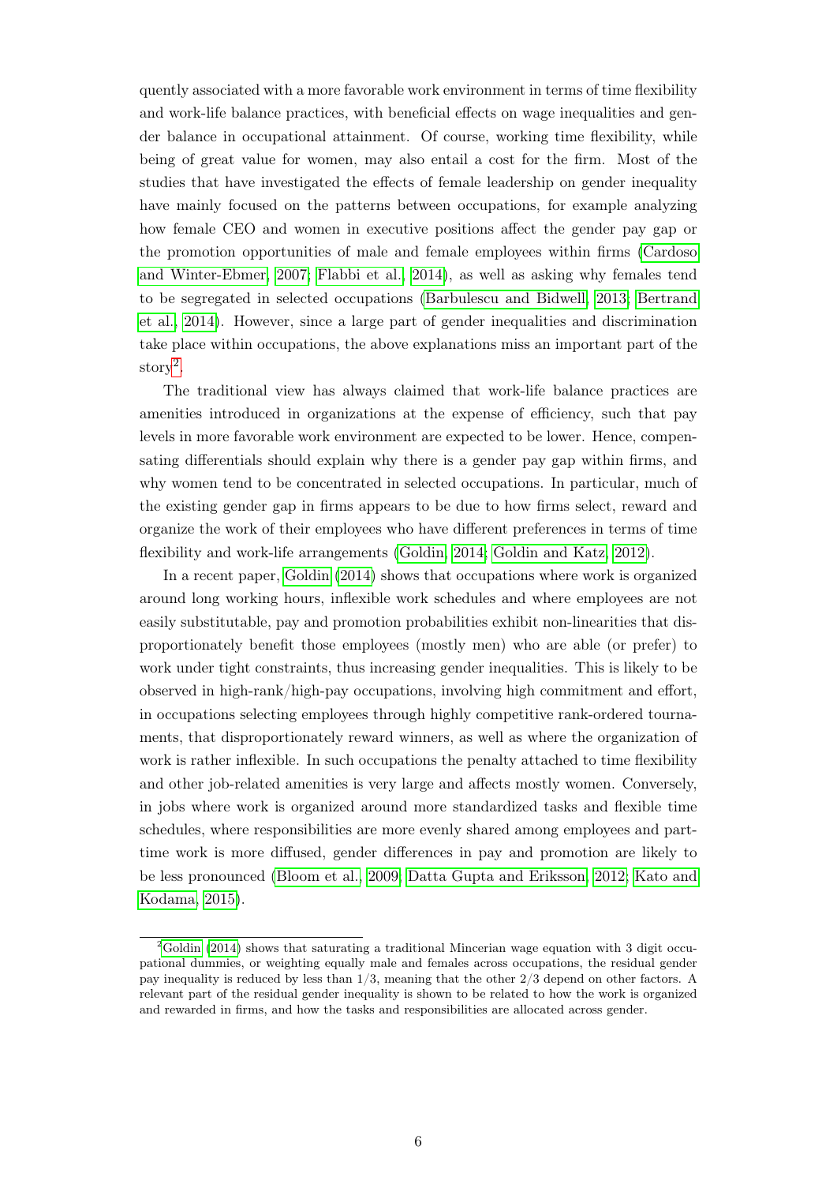quently associated with a more favorable work environment in terms of time flexibility and work-life balance practices, with beneficial effects on wage inequalities and gender balance in occupational attainment. Of course, working time flexibility, while being of great value for women, may also entail a cost for the firm. Most of the studies that have investigated the effects of female leadership on gender inequality have mainly focused on the patterns between occupations, for example analyzing how female CEO and women in executive positions affect the gender pay gap or the promotion opportunities of male and female employees within firms (Cardoso and Winter-Ebmer, 2007; Flabbi et al., 2014), as well as asking why females tend to be segregated in selected occupations (Barbulescu and Bidwell, 2013; Bertrand et al., 2014). However, since a large part of gender inequalities and discrimination take place within occupations, the above explanations miss an important part of the story[2].

The traditional view has always claimed that work-life balance practices are amenities introduced in organizations at the expense of efficiency, such that pay levels in more favorable work environment are expected to be lower. Hence, compensating differentials should explain why there is a gender pay gap within firms, and why women tend to be concentrated in selected occupations. In particular, much of the existing gender gap in firms appears to be due to how firms select, reward and organize the work of their employees who have different preferences in terms of time flexibility and work-life arrangements (Goldin, 2014; Goldin and Katz, 2012).

In a recent paper, Goldin (2014) shows that occupations where work is organized around long working hours, inflexible work schedules and where employees are not easily substitutable, pay and promotion probabilities exhibit non-linearities that disproportionately benefit those employees (mostly men) who are able (or prefer) to work under tight constraints, thus increasing gender inequalities. This is likely to be observed in high-rank/high-pay occupations, involving high commitment and effort, in occupations selecting employees through highly competitive rank-ordered tournaments, that disproportionately reward winners, as well as where the organization of work is rather inflexible. In such occupations the penalty attached to time flexibility and other job-related amenities is very large and affects mostly women. Conversely, in jobs where work is organized around more standardized tasks and flexible time schedules, where responsibilities are more evenly shared among employees and part-time work is more diffused, gender differences in pay and promotion are likely to be less pronounced (Bloom et al., 2009; Datta Gupta and Eriksson, 2012; Kato and Kodama, 2015).

[2] Goldin (2014) shows that saturating a traditional Mincerian wage equation with 3 digit occupational dummies, or weighting equally male and females across occupations, the residual gender pay inequality is reduced by less than 1/3, meaning that the other 2/3 depend on other factors. A relevant part of the residual gender inequality is shown to be related to how the work is organized and rewarded in firms, and how the tasks and responsibilities are allocated across gender.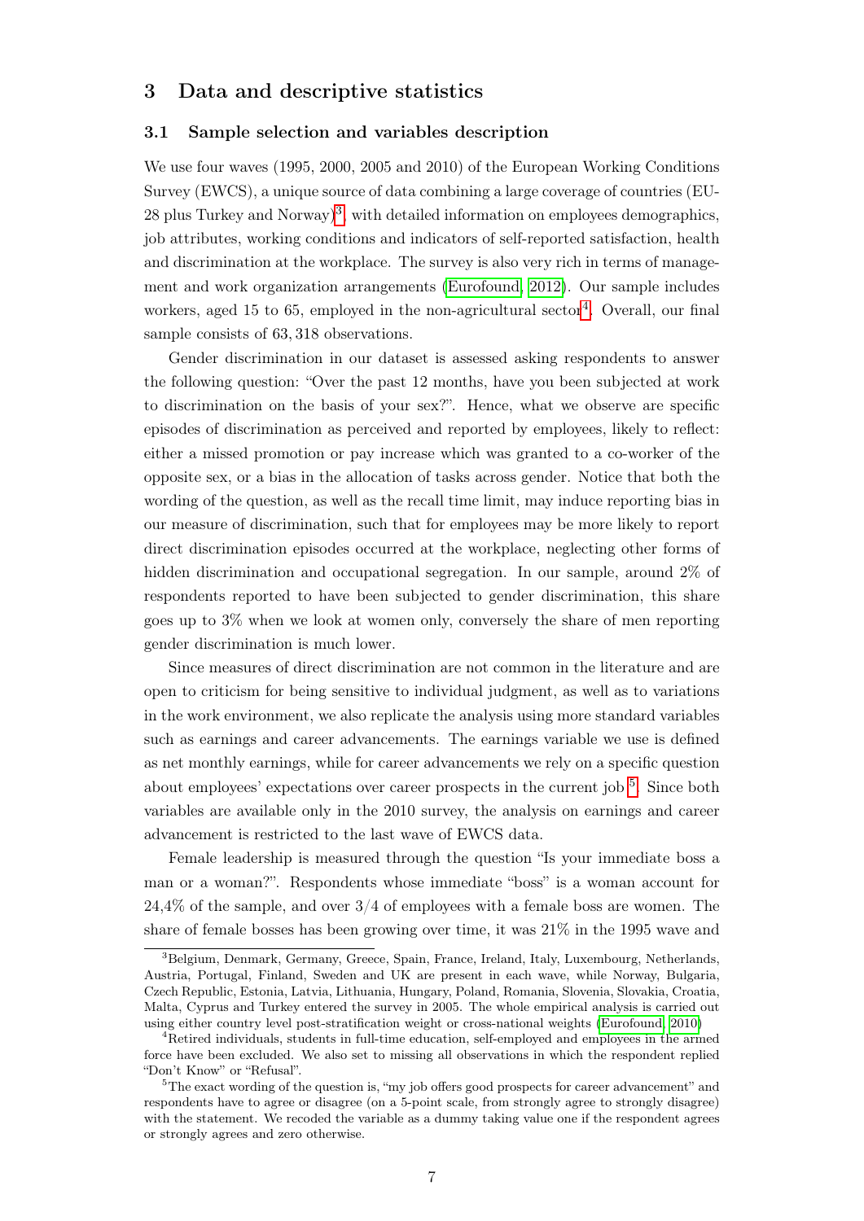## 3 Data and descriptive statistics

### 3.1 Sample selection and variables description

We use four waves (1995, 2000, 2005 and 2010) of the European Working Conditions Survey (EWCS), a unique source of data combining a large coverage of countries (EU-28 plus Turkey and Norway)[3], with detailed information on employees demographics, job attributes, working conditions and indicators of self-reported satisfaction, health and discrimination at the workplace. The survey is also very rich in terms of management and work organization arrangements (Eurofound, 2012). Our sample includes workers, aged 15 to 65, employed in the non-agricultural sector[4]. Overall, our final sample consists of 63,318 observations.

Gender discrimination in our dataset is assessed asking respondents to answer the following question: "Over the past 12 months, have you been subjected at work to discrimination on the basis of your sex?". Hence, what we observe are specific episodes of discrimination as perceived and reported by employees, likely to reflect: either a missed promotion or pay increase which was granted to a co-worker of the opposite sex, or a bias in the allocation of tasks across gender. Notice that both the wording of the question, as well as the recall time limit, may induce reporting bias in our measure of discrimination, such that for employees may be more likely to report direct discrimination episodes occurred at the workplace, neglecting other forms of hidden discrimination and occupational segregation. In our sample, around 2% of respondents reported to have been subjected to gender discrimination, this share goes up to 3% when we look at women only, conversely the share of men reporting gender discrimination is much lower.

Since measures of direct discrimination are not common in the literature and are open to criticism for being sensitive to individual judgment, as well as to variations in the work environment, we also replicate the analysis using more standard variables such as earnings and career advancements. The earnings variable we use is defined as net monthly earnings, while for career advancements we rely on a specific question about employees' expectations over career prospects in the current job[5]. Since both variables are available only in the 2010 survey, the analysis on earnings and career advancement is restricted to the last wave of EWCS data.

Female leadership is measured through the question "Is your immediate boss a man or a woman?". Respondents whose immediate "boss" is a woman account for 24,4% of the sample, and over 3/4 of employees with a female boss are women. The share of female bosses has been growing over time, it was 21% in the 1995 wave and

[3] Belgium, Denmark, Germany, Greece, Spain, France, Ireland, Italy, Luxembourg, Netherlands, Austria, Portugal, Finland, Sweden and UK are present in each wave, while Norway, Bulgaria, Czech Republic, Estonia, Latvia, Lithuania, Hungary, Poland, Romania, Slovenia, Slovakia, Croatia, Malta, Cyprus and Turkey entered the survey in 2005. The whole empirical analysis is carried out using either country level post-stratification weight or cross-national weights (Eurofound, 2010)

[4] Retired individuals, students in full-time education, self-employed and employees in the armed force have been excluded. We also set to missing all observations in which the respondent replied "Don't Know" or "Refusal".

[5] The exact wording of the question is, "my job offers good prospects for career advancement" and respondents have to agree or disagree (on a 5-point scale, from strongly agree to strongly disagree) with the statement. We recoded the variable as a dummy taking value one if the respondent agrees or strongly agrees and zero otherwise.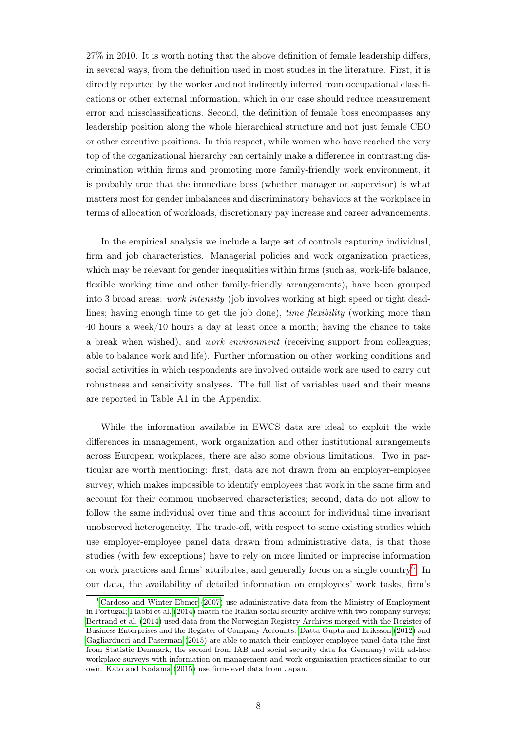27% in 2010. It is worth noting that the above definition of female leadership differs, in several ways, from the definition used in most studies in the literature. First, it is directly reported by the worker and not indirectly inferred from occupational classifications or other external information, which in our case should reduce measurement error and missclassifications. Second, the definition of female boss encompasses any leadership position along the whole hierarchical structure and not just female CEO or other executive positions. In this respect, while women who have reached the very top of the organizational hierarchy can certainly make a difference in contrasting discrimination within firms and promoting more family-friendly work environment, it is probably true that the immediate boss (whether manager or supervisor) is what matters most for gender imbalances and discriminatory behaviors at the workplace in terms of allocation of workloads, discretionary pay increase and career advancements.

In the empirical analysis we include a large set of controls capturing individual, firm and job characteristics. Managerial policies and work organization practices, which may be relevant for gender inequalities within firms (such as, work-life balance, flexible working time and other family-friendly arrangements), have been grouped into 3 broad areas: *work intensity* (job involves working at high speed or tight deadlines; having enough time to get the job done), *time flexibility* (working more than 40 hours a week/10 hours a day at least once a month; having the chance to take a break when wished), and *work environment* (receiving support from colleagues; able to balance work and life). Further information on other working conditions and social activities in which respondents are involved outside work are used to carry out robustness and sensitivity analyses. The full list of variables used and their means are reported in Table A1 in the Appendix.

While the information available in EWCS data are ideal to exploit the wide differences in management, work organization and other institutional arrangements across European workplaces, there are also some obvious limitations. Two in particular are worth mentioning: first, data are not drawn from an employer-employee survey, which makes impossible to identify employees that work in the same firm and account for their common unobserved characteristics; second, data do not allow to follow the same individual over time and thus account for individual time invariant unobserved heterogeneity. The trade-off, with respect to some existing studies which use employer-employee panel data drawn from administrative data, is that those studies (with few exceptions) have to rely on more limited or imprecise information on work practices and firms' attributes, and generally focus on a single country[6]. In our data, the availability of detailed information on employees' work tasks, firm's

[6] Cardoso and Winter-Ebmer (2007) use administrative data from the Ministry of Employment in Portugal; Flabbi et al. (2014) match the Italian social security archive with two company surveys; Bertrand et al. (2014) used data from the Norwegian Registry Archives merged with the Register of Business Enterprises and the Register of Company Accounts. Datta Gupta and Eriksson (2012) and Gagliarducci and Paserman (2015) are able to match their employer-employee panel data (the first from Statistic Denmark, the second from IAB and social security data for Germany) with ad-hoc workplace surveys with information on management and work organization practices similar to our own. Kato and Kodama (2015) use firm-level data from Japan.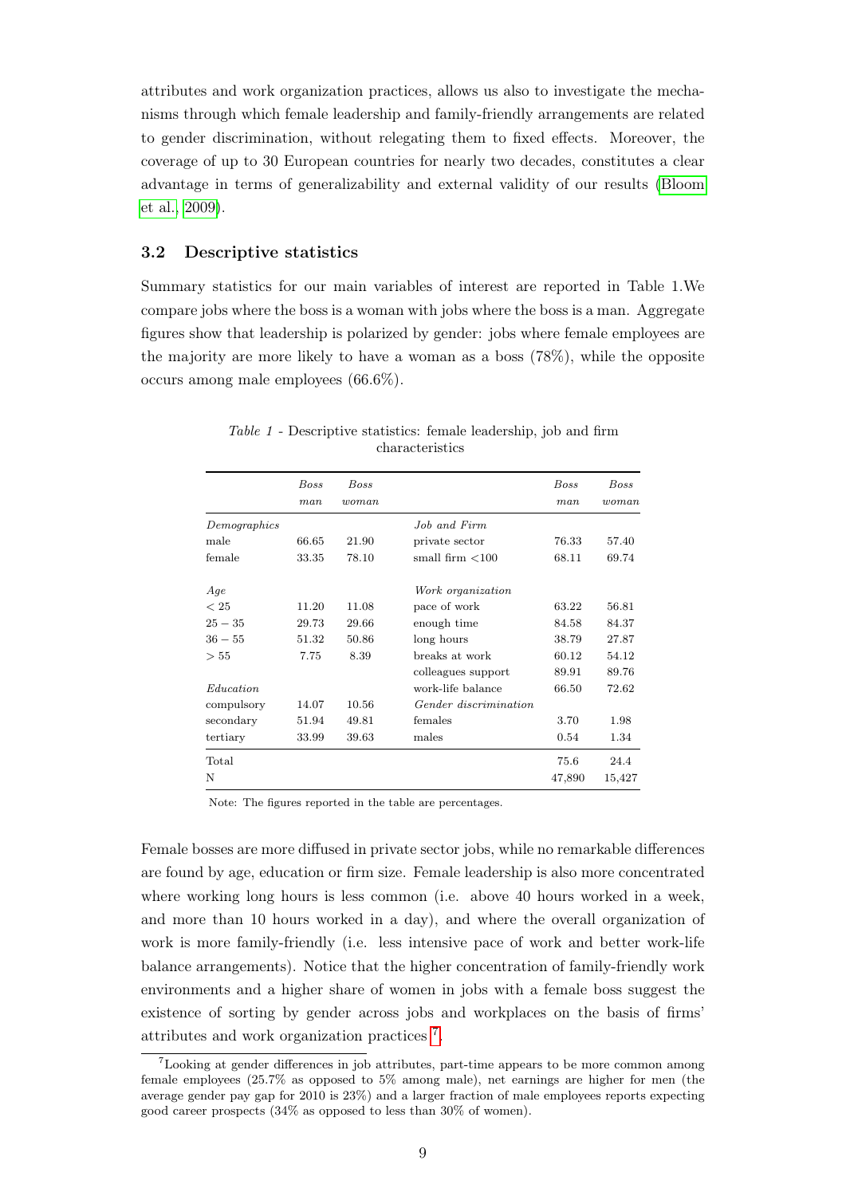attributes and work organization practices, allows us also to investigate the mechanisms through which female leadership and family-friendly arrangements are related to gender discrimination, without relegating them to fixed effects. Moreover, the coverage of up to 30 European countries for nearly two decades, constitutes a clear advantage in terms of generalizability and external validity of our results (Bloom et al., 2009).

### 3.2 Descriptive statistics

Summary statistics for our main variables of interest are reported in Table 1.We compare jobs where the boss is a woman with jobs where the boss is a man. Aggregate figures show that leadership is polarized by gender: jobs where female employees are the majority are more likely to have a woman as a boss (78%), while the opposite occurs among male employees (66.6%).

*Table 1* - Descriptive statistics: female leadership, job and firm characteristics

| | *Boss man* | *Boss woman* | | *Boss man* | *Boss woman* |
|---|---|---|---|---|---|
| *Demographics* | | | *Job and Firm* | | |
| male | 66.65 | 21.90 | private sector | 76.33 | 57.40 |
| female | 33.35 | 78.10 | small firm <100 | 68.11 | 69.74 |
| | | | | | |
| *Age* | | | *Work organization* | | |
| $< 25$ | 11.20 | 11.08 | pace of work | 63.22 | 56.81 |
| $25-35$ | 29.73 | 29.66 | enough time | 84.58 | 84.37 |
| $36-55$ | 51.32 | 50.86 | long hours | 38.79 | 27.87 |
| $> 55$ | 7.75 | 8.39 | breaks at work | 60.12 | 54.12 |
| | | | colleagues support | 89.91 | 89.76 |
| *Education* | | | work-life balance | 66.50 | 72.62 |
| compulsory | 14.07 | 10.56 | *Gender discrimination* | | |
| secondary | 51.94 | 49.81 | females | 3.70 | 1.98 |
| tertiary | 33.99 | 39.63 | males | 0.54 | 1.34 |
| Total | | | | 75.6 | 24.4 |
| N | | | | 47,890 | 15,427 |

Note: The figures reported in the table are percentages.

Female bosses are more diffused in private sector jobs, while no remarkable differences are found by age, education or firm size. Female leadership is also more concentrated where working long hours is less common (i.e. above 40 hours worked in a week, and more than 10 hours worked in a day), and where the overall organization of work is more family-friendly (i.e. less intensive pace of work and better work-life balance arrangements). Notice that the higher concentration of family-friendly work environments and a higher share of women in jobs with a female boss suggest the existence of sorting by gender across jobs and workplaces on the basis of firms' attributes and work organization practices [7].

[7] Looking at gender differences in job attributes, part-time appears to be more common among female employees (25.7% as opposed to 5% among male), net earnings are higher for men (the average gender pay gap for 2010 is 23%) and a larger fraction of male employees reports expecting good career prospects (34% as opposed to less than 30% of women).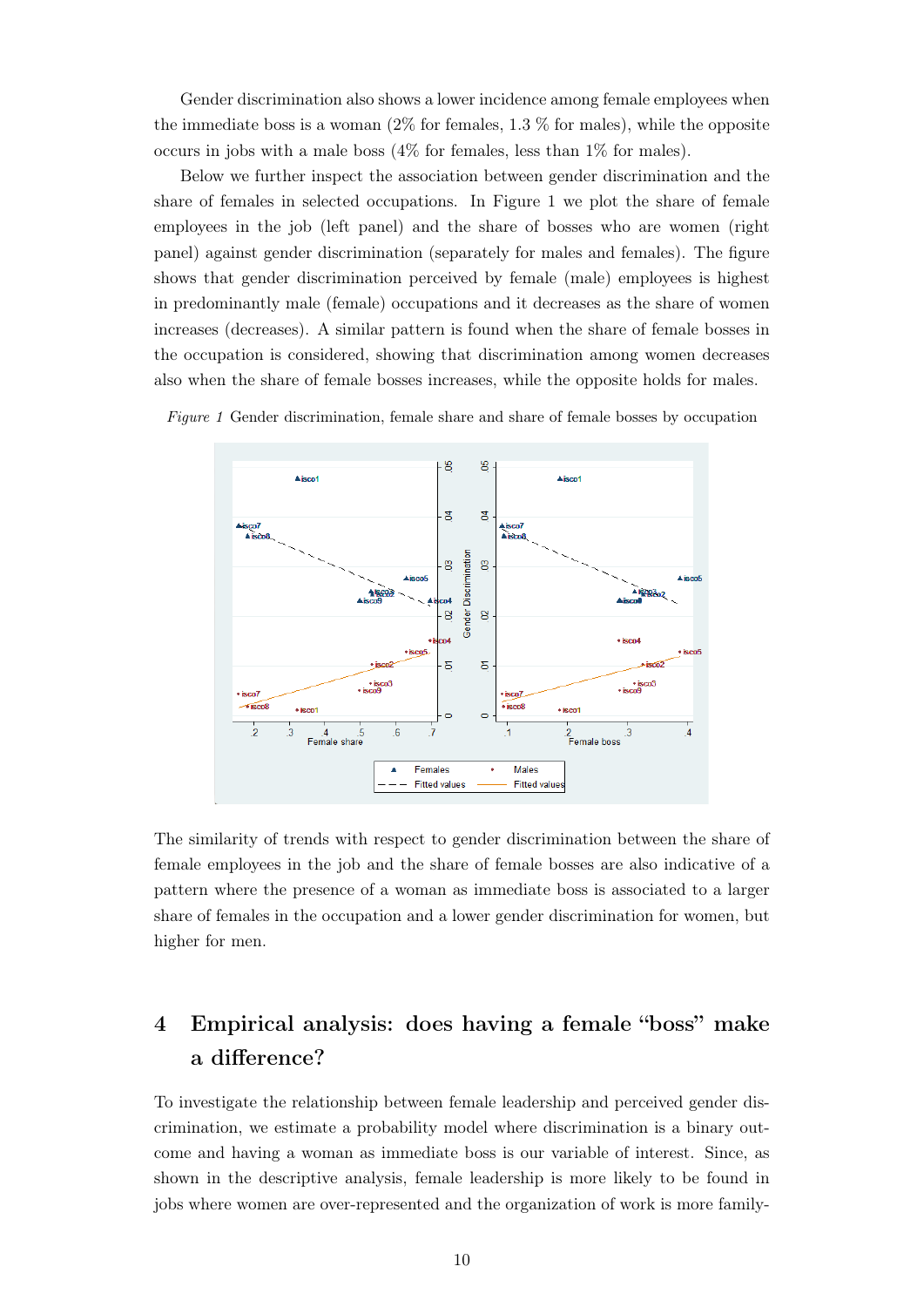Gender discrimination also shows a lower incidence among female employees when the immediate boss is a woman (2% for females, 1.3 % for males), while the opposite occurs in jobs with a male boss (4% for females, less than 1% for males).

Below we further inspect the association between gender discrimination and the share of females in selected occupations. In Figure 1 we plot the share of female employees in the job (left panel) and the share of bosses who are women (right panel) against gender discrimination (separately for males and females). The figure shows that gender discrimination perceived by female (male) employees is highest in predominantly male (female) occupations and it decreases as the share of women increases (decreases). A similar pattern is found when the share of female bosses in the occupation is considered, showing that discrimination among women decreases also when the share of female bosses increases, while the opposite holds for males.

*Figure 1* Gender discrimination, female share and share of female bosses by occupation

The similarity of trends with respect to gender discrimination between the share of female employees in the job and the share of female bosses are also indicative of a pattern where the presence of a woman as immediate boss is associated to a larger share of females in the occupation and a lower gender discrimination for women, but higher for men.

## 4 Empirical analysis: does having a female "boss" make a difference?

To investigate the relationship between female leadership and perceived gender discrimination, we estimate a probability model where discrimination is a binary outcome and having a woman as immediate boss is our variable of interest. Since, as shown in the descriptive analysis, female leadership is more likely to be found in jobs where women are over-represented and the organization of work is more family-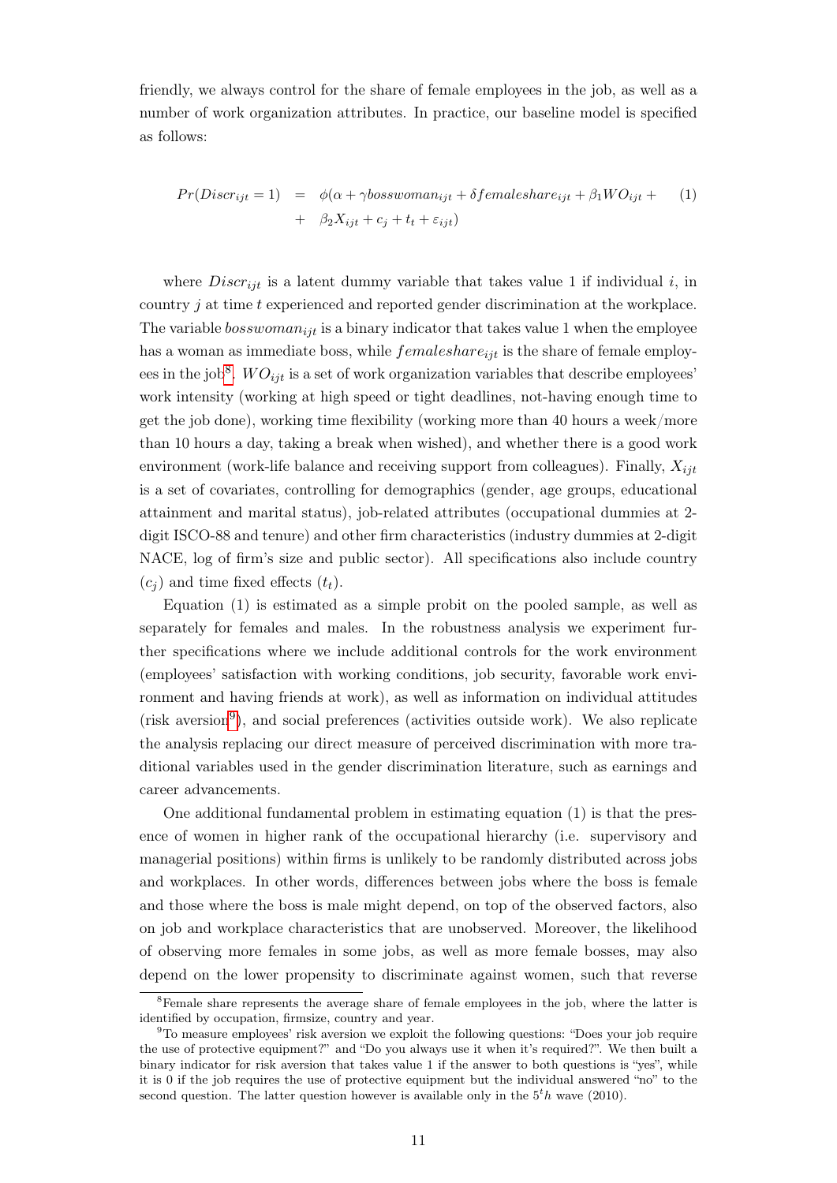friendly, we always control for the share of female employees in the job, as well as a number of work organization attributes. In practice, our baseline model is specified as follows:

$$
\begin{aligned}
Pr(Discr_{ijt} = 1) &= \phi(\alpha + \gamma bosswoman_{ijt} + \delta femaleshare_{ijt} + \beta_1 WO_{ijt} + \\
&+ \beta_2 X_{ijt} + c_j + t_t + \varepsilon_{ijt})
\end{aligned} \tag{1}
$$

where $Discr_{ijt}$ is a latent dummy variable that takes value 1 if individual $i$, in country $j$ at time $t$ experienced and reported gender discrimination at the workplace. The variable $bosswoman_{ijt}$ is a binary indicator that takes value 1 when the employee has a woman as immediate boss, while $femaleshare_{ijt}$ is the share of female employees in the job[8]. $WO_{ijt}$ is a set of work organization variables that describe employees' work intensity (working at high speed or tight deadlines, not-having enough time to get the job done), working time flexibility (working more than 40 hours a week/more than 10 hours a day, taking a break when wished), and whether there is a good work environment (work-life balance and receiving support from colleagues). Finally, $X_{ijt}$ is a set of covariates, controlling for demographics (gender, age groups, educational attainment and marital status), job-related attributes (occupational dummies at 2-digit ISCO-88 and tenure) and other firm characteristics (industry dummies at 2-digit NACE, log of firm's size and public sector). All specifications also include country ($c_j$) and time fixed effects ($t_t$).

Equation (1) is estimated as a simple probit on the pooled sample, as well as separately for females and males. In the robustness analysis we experiment further specifications where we include additional controls for the work environment (employees' satisfaction with working conditions, job security, favorable work environment and having friends at work), as well as information on individual attitudes (risk aversion[9]), and social preferences (activities outside work). We also replicate the analysis replacing our direct measure of perceived discrimination with more traditional variables used in the gender discrimination literature, such as earnings and career advancements.

One additional fundamental problem in estimating equation (1) is that the presence of women in higher rank of the occupational hierarchy (i.e. supervisory and managerial positions) within firms is unlikely to be randomly distributed across jobs and workplaces. In other words, differences between jobs where the boss is female and those where the boss is male might depend, on top of the observed factors, also on job and workplace characteristics that are unobserved. Moreover, the likelihood of observing more females in some jobs, as well as more female bosses, may also depend on the lower propensity to discriminate against women, such that reverse

[8] Female share represents the average share of female employees in the job, where the latter is identified by occupation, firmsize, country and year.

[9] To measure employees' risk aversion we exploit the following questions: "Does your job require the use of protective equipment?" and "Do you always use it when it's required?". We then built a binary indicator for risk aversion that takes value 1 if the answer to both questions is "yes", while it is 0 if the job requires the use of protective equipment but the individual answered "no" to the second question. The latter question however is available only in the $5^th$ wave (2010).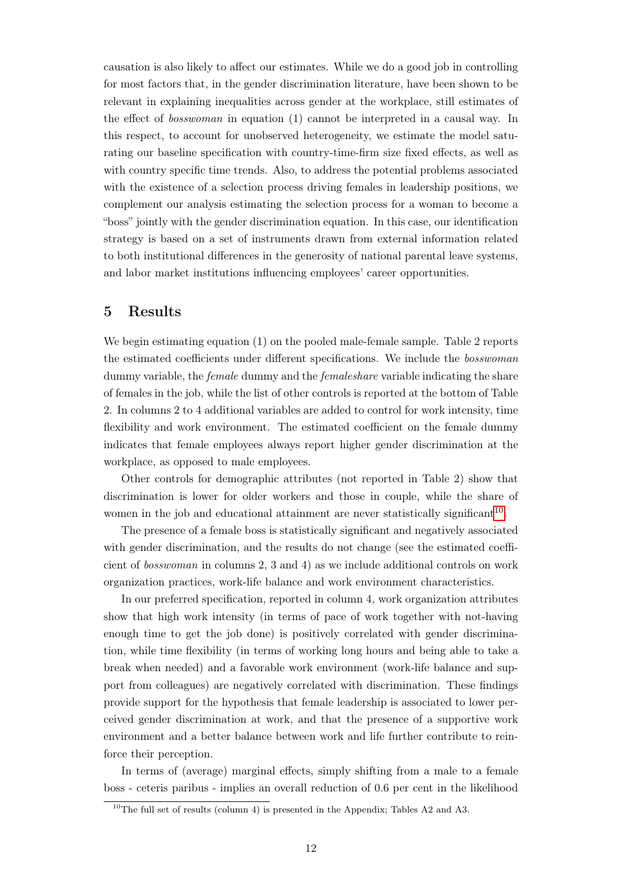causation is also likely to affect our estimates. While we do a good job in controlling for most factors that, in the gender discrimination literature, have been shown to be relevant in explaining inequalities across gender at the workplace, still estimates of the effect of *bosswoman* in equation (1) cannot be interpreted in a causal way. In this respect, to account for unobserved heterogeneity, we estimate the model saturating our baseline specification with country-time-firm size fixed effects, as well as with country specific time trends. Also, to address the potential problems associated with the existence of a selection process driving females in leadership positions, we complement our analysis estimating the selection process for a woman to become a "boss" jointly with the gender discrimination equation. In this case, our identification strategy is based on a set of instruments drawn from external information related to both institutional differences in the generosity of national parental leave systems, and labor market institutions influencing employees' career opportunities.

## 5 Results

We begin estimating equation (1) on the pooled male-female sample. Table 2 reports the estimated coefficients under different specifications. We include the *bosswoman* dummy variable, the *female* dummy and the *femaleshare* variable indicating the share of females in the job, while the list of other controls is reported at the bottom of Table 2. In columns 2 to 4 additional variables are added to control for work intensity, time flexibility and work environment. The estimated coefficient on the female dummy indicates that female employees always report higher gender discrimination at the workplace, as opposed to male employees.

Other controls for demographic attributes (not reported in Table 2) show that discrimination is lower for older workers and those in couple, while the share of women in the job and educational attainment are never statistically significant[10].

The presence of a female boss is statistically significant and negatively associated with gender discrimination, and the results do not change (see the estimated coefficient of *bosswoman* in columns 2, 3 and 4) as we include additional controls on work organization practices, work-life balance and work environment characteristics.

In our preferred specification, reported in column 4, work organization attributes show that high work intensity (in terms of pace of work together with not-having enough time to get the job done) is positively correlated with gender discrimination, while time flexibility (in terms of working long hours and being able to take a break when needed) and a favorable work environment (work-life balance and support from colleagues) are negatively correlated with discrimination. These findings provide support for the hypothesis that female leadership is associated to lower perceived gender discrimination at work, and that the presence of a supportive work environment and a better balance between work and life further contribute to reinforce their perception.

In terms of (average) marginal effects, simply shifting from a male to a female boss - ceteris paribus - implies an overall reduction of 0.6 per cent in the likelihood

[10] The full set of results (column 4) is presented in the Appendix; Tables A2 and A3.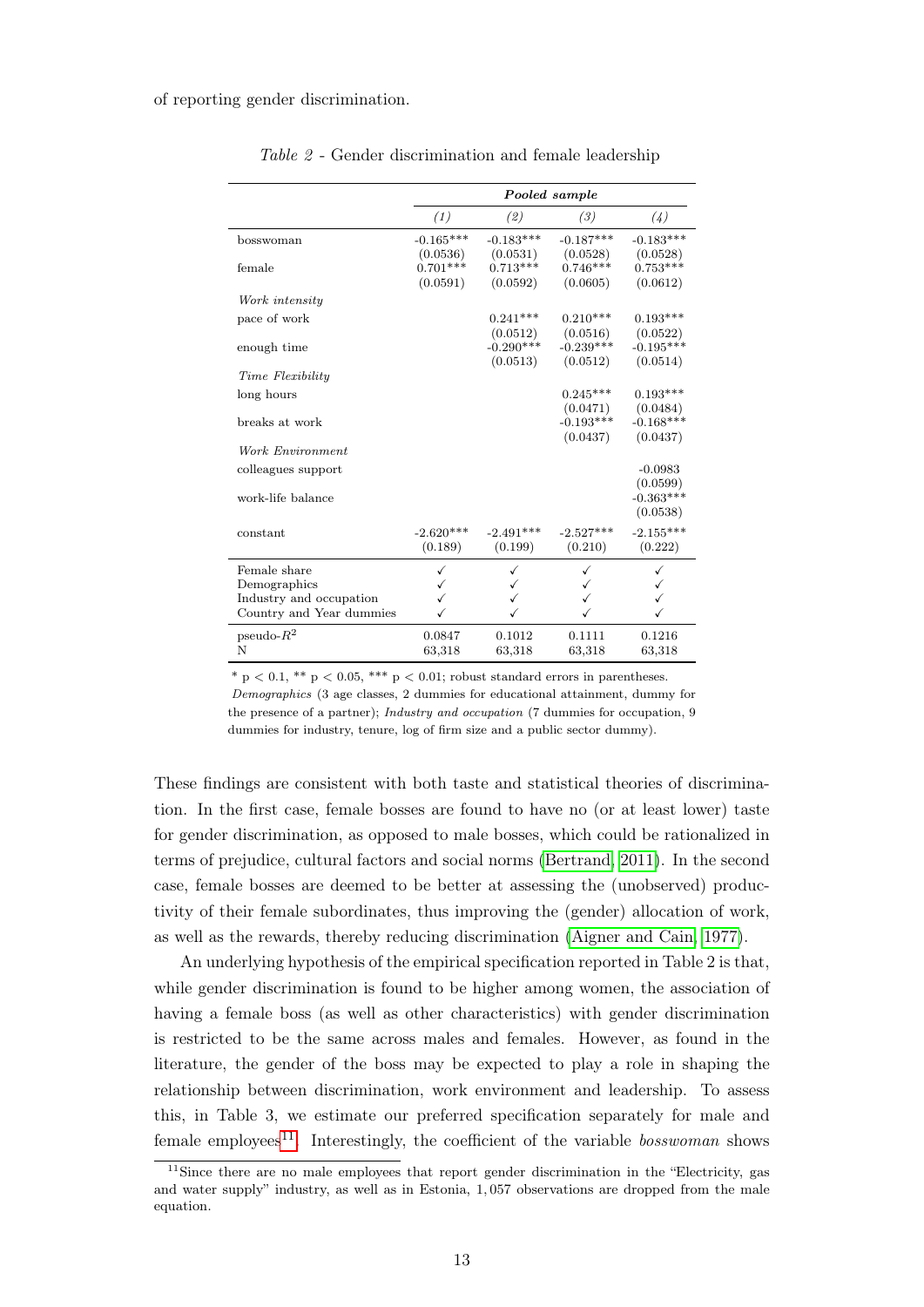of reporting gender discrimination.

*Table 2* - Gender discrimination and female leadership

| | ***Pooled sample*** | | | |
|---|---|---|---|---|
| | *(1)* | *(2)* | *(3)* | *(4)* |
| bosswoman | -0.165*** | -0.183*** | -0.187*** | -0.183*** |
| | (0.0536) | (0.0531) | (0.0528) | (0.0528) |
| female | 0.701*** | 0.713*** | 0.746*** | 0.753*** |
| | (0.0591) | (0.0592) | (0.0605) | (0.0612) |
| *Work intensity* | | | | |
| pace of work | | 0.241*** | 0.210*** | 0.193*** |
| | | (0.0512) | (0.0516) | (0.0522) |
| enough time | | -0.290*** | -0.239*** | -0.195*** |
| | | (0.0513) | (0.0512) | (0.0514) |
| *Time Flexibility* | | | | |
| long hours | | | 0.245*** | 0.193*** |
| | | | (0.0471) | (0.0484) |
| breaks at work | | | -0.193*** | -0.168*** |
| | | | (0.0437) | (0.0437) |
| *Work Environment* | | | | |
| colleagues support | | | | -0.0983 |
| | | | | (0.0599) |
| work-life balance | | | | -0.363*** |
| | | | | (0.0538) |
| constant | -2.620*** | -2.491*** | -2.527*** | -2.155*** |
| | (0.189) | (0.199) | (0.210) | (0.222) |
| Female share | ✓ | ✓ | ✓ | ✓ |
| Demographics | ✓ | ✓ | ✓ | ✓ |
| Industry and occupation | ✓ | ✓ | ✓ | ✓ |
| Country and Year dummies | ✓ | ✓ | ✓ | ✓ |
| pseudo-$R^2$ | 0.0847 | 0.1012 | 0.1111 | 0.1216 |
| N | 63,318 | 63,318 | 63,318 | 63,318 |

\* p < 0.1, \*\* p < 0.05, \*\*\* p < 0.01; robust standard errors in parentheses.
*Demographics* (3 age classes, 2 dummies for educational attainment, dummy for the presence of a partner); *Industry and occupation* (7 dummies for occupation, 9 dummies for industry, tenure, log of firm size and a public sector dummy).

These findings are consistent with both taste and statistical theories of discrimination. In the first case, female bosses are found to have no (or at least lower) taste for gender discrimination, as opposed to male bosses, which could be rationalized in terms of prejudice, cultural factors and social norms (Bertrand, 2011). In the second case, female bosses are deemed to be better at assessing the (unobserved) productivity of their female subordinates, thus improving the (gender) allocation of work, as well as the rewards, thereby reducing discrimination (Aigner and Cain, 1977).

An underlying hypothesis of the empirical specification reported in Table 2 is that, while gender discrimination is found to be higher among women, the association of having a female boss (as well as other characteristics) with gender discrimination is restricted to be the same across males and females. However, as found in the literature, the gender of the boss may be expected to play a role in shaping the relationship between discrimination, work environment and leadership. To assess this, in Table 3, we estimate our preferred specification separately for male and female employees[11]. Interestingly, the coefficient of the variable *bosswoman* shows

[11] Since there are no male employees that report gender discrimination in the "Electricity, gas and water supply" industry, as well as in Estonia, 1,057 observations are dropped from the male equation.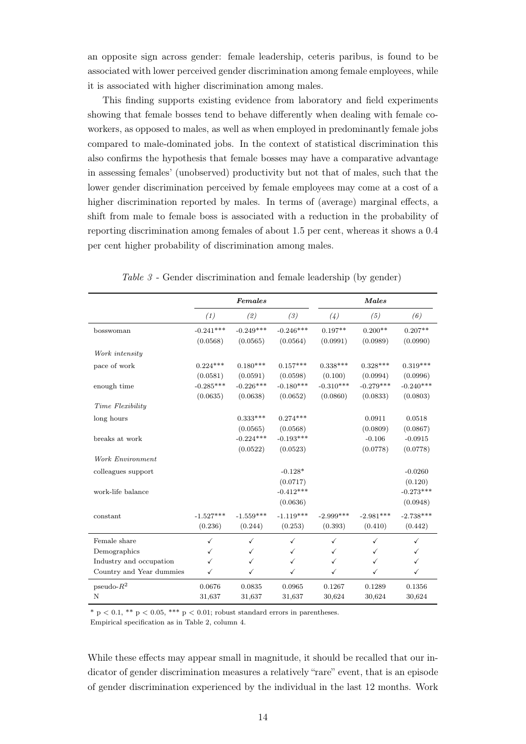an opposite sign across gender: female leadership, ceteris paribus, is found to be associated with lower perceived gender discrimination among female employees, while it is associated with higher discrimination among males.

This finding supports existing evidence from laboratory and field experiments showing that female bosses tend to behave differently when dealing with female co-workers, as opposed to males, as well as when employed in predominantly female jobs compared to male-dominated jobs. In the context of statistical discrimination this also confirms the hypothesis that female bosses may have a comparative advantage in assessing females' (unobserved) productivity but not that of males, such that the lower gender discrimination perceived by female employees may come at a cost of a higher discrimination reported by males. In terms of (average) marginal effects, a shift from male to female boss is associated with a reduction in the probability of reporting discrimination among females of about 1.5 per cent, whereas it shows a 0.4 per cent higher probability of discrimination among males.

*Table 3* - Gender discrimination and female leadership (by gender)

| | ***Females*** | | | ***Males*** | | |
|---|---|---|---|---|---|---|
| | *(1)* | *(2)* | *(3)* | *(4)* | *(5)* | *(6)* |
| bosswoman | -0.241*** | -0.249*** | -0.246*** | 0.197** | 0.200** | 0.207** |
| | (0.0568) | (0.0565) | (0.0564) | (0.0991) | (0.0989) | (0.0990) |
| *Work intensity* | | | | | | |
| pace of work | 0.224*** | 0.180*** | 0.157*** | 0.338*** | 0.328*** | 0.319*** |
| | (0.0581) | (0.0591) | (0.0598) | (0.100) | (0.0994) | (0.0996) |
| enough time | -0.285*** | -0.226*** | -0.180*** | -0.310*** | -0.279*** | -0.240*** |
| | (0.0635) | (0.0638) | (0.0652) | (0.0860) | (0.0833) | (0.0803) |
| *Time Flexibility* | | | | | | |
| long hours | | 0.333*** | 0.274*** | | 0.0911 | 0.0518 |
| | | (0.0565) | (0.0568) | | (0.0809) | (0.0867) |
| breaks at work | | -0.224*** | -0.193*** | | -0.106 | -0.0915 |
| | | (0.0522) | (0.0523) | | (0.0778) | (0.0778) |
| *Work Environment* | | | | | | |
| colleagues support | | | -0.128* | | | -0.0260 |
| | | | (0.0717) | | | (0.120) |
| work-life balance | | | -0.412*** | | | -0.273*** |
| | | | (0.0636) | | | (0.0948) |
| constant | -1.527*** | -1.559*** | -1.119*** | -2.999*** | -2.981*** | -2.738*** |
| | (0.236) | (0.244) | (0.253) | (0.393) | (0.410) | (0.442) |
| Female share | ✓ | ✓ | ✓ | ✓ | ✓ | ✓ |
| Demographics | ✓ | ✓ | ✓ | ✓ | ✓ | ✓ |
| Industry and occupation | ✓ | ✓ | ✓ | ✓ | ✓ | ✓ |
| Country and Year dummies | ✓ | ✓ | ✓ | ✓ | ✓ | ✓ |
| pseudo-$R^2$ | 0.0676 | 0.0835 | 0.0965 | 0.1267 | 0.1289 | 0.1356 |
| N | 31,637 | 31,637 | 31,637 | 30,624 | 30,624 | 30,624 |

* $p < 0.1$, ** $p < 0.05$, *** $p < 0.01$; robust standard errors in parentheses.
Empirical specification as in Table 2, column 4.

While these effects may appear small in magnitude, it should be recalled that our indicator of gender discrimination measures a relatively "rare" event, that is an episode of gender discrimination experienced by the individual in the last 12 months. Work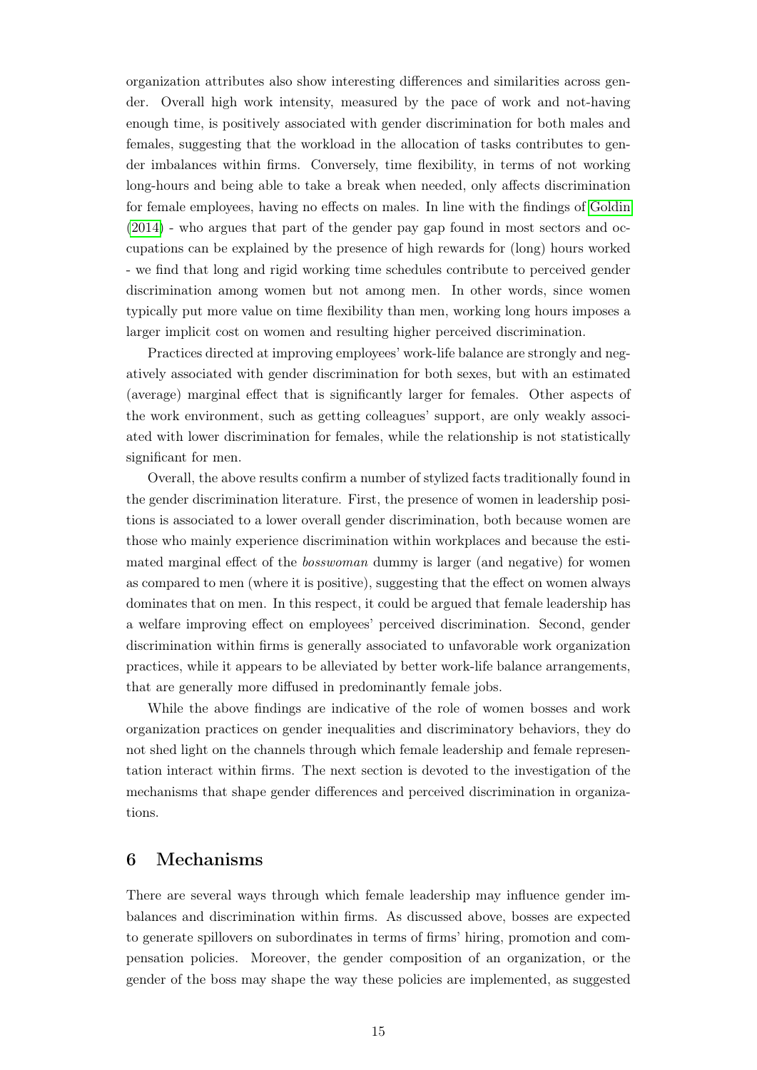organization attributes also show interesting differences and similarities across gender. Overall high work intensity, measured by the pace of work and not-having enough time, is positively associated with gender discrimination for both males and females, suggesting that the workload in the allocation of tasks contributes to gender imbalances within firms. Conversely, time flexibility, in terms of not working long-hours and being able to take a break when needed, only affects discrimination for female employees, having no effects on males. In line with the findings of Goldin (2014) - who argues that part of the gender pay gap found in most sectors and occupations can be explained by the presence of high rewards for (long) hours worked - we find that long and rigid working time schedules contribute to perceived gender discrimination among women but not among men. In other words, since women typically put more value on time flexibility than men, working long hours imposes a larger implicit cost on women and resulting higher perceived discrimination.

Practices directed at improving employees' work-life balance are strongly and negatively associated with gender discrimination for both sexes, but with an estimated (average) marginal effect that is significantly larger for females. Other aspects of the work environment, such as getting colleagues' support, are only weakly associated with lower discrimination for females, while the relationship is not statistically significant for men.

Overall, the above results confirm a number of stylized facts traditionally found in the gender discrimination literature. First, the presence of women in leadership positions is associated to a lower overall gender discrimination, both because women are those who mainly experience discrimination within workplaces and because the estimated marginal effect of the *bosswoman* dummy is larger (and negative) for women as compared to men (where it is positive), suggesting that the effect on women always dominates that on men. In this respect, it could be argued that female leadership has a welfare improving effect on employees' perceived discrimination. Second, gender discrimination within firms is generally associated to unfavorable work organization practices, while it appears to be alleviated by better work-life balance arrangements, that are generally more diffused in predominantly female jobs.

While the above findings are indicative of the role of women bosses and work organization practices on gender inequalities and discriminatory behaviors, they do not shed light on the channels through which female leadership and female representation interact within firms. The next section is devoted to the investigation of the mechanisms that shape gender differences and perceived discrimination in organizations.

## 6 Mechanisms

There are several ways through which female leadership may influence gender imbalances and discrimination within firms. As discussed above, bosses are expected to generate spillovers on subordinates in terms of firms' hiring, promotion and compensation policies. Moreover, the gender composition of an organization, or the gender of the boss may shape the way these policies are implemented, as suggested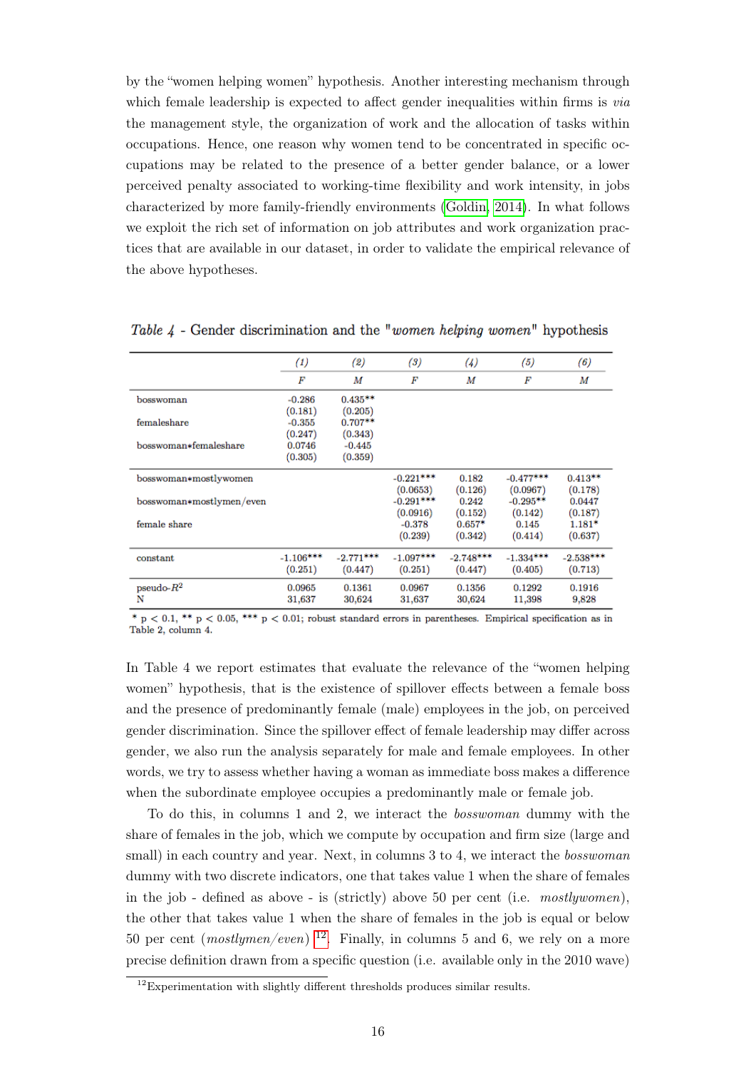by the "women helping women" hypothesis. Another interesting mechanism through which female leadership is expected to affect gender inequalities within firms is *via* the management style, the organization of work and the allocation of tasks within occupations. Hence, one reason why women tend to be concentrated in specific occupations may be related to the presence of a better gender balance, or a lower perceived penalty associated to working-time flexibility and work intensity, in jobs characterized by more family-friendly environments (Goldin, 2014). In what follows we exploit the rich set of information on job attributes and work organization practices that are available in our dataset, in order to validate the empirical relevance of the above hypotheses.

*Table 4* - Gender discrimination and the "*women helping women*" hypothesis

| | (1) | (2) | (3) | (4) | (5) | (6) |
|---|---|---|---|---|---|---|
| | F | M | F | M | F | M |
| bosswoman | -0.286 | 0.435** | | | | |
| | (0.181) | (0.205) | | | | |
| femaleshare | -0.355 | 0.707** | | | | |
| | (0.247) | (0.343) | | | | |
| bosswoman*femaleshare | 0.0746 | -0.445 | | | | |
| | (0.305) | (0.359) | | | | |
| bosswoman*mostlywomen | | | -0.221*** | 0.182 | -0.477*** | 0.413** |
| | | | (0.0653) | (0.126) | (0.0967) | (0.178) |
| bosswoman*mostlymen/even | | | -0.291*** | 0.242 | -0.295** | 0.0447 |
| | | | (0.0916) | (0.152) | (0.142) | (0.187) |
| female share | | | -0.378 | 0.657* | 0.145 | 1.181* |
| | | | (0.239) | (0.342) | (0.414) | (0.637) |
| constant | -1.106*** | -2.771*** | -1.097*** | -2.748*** | -1.334*** | -2.538*** |
| | (0.251) | (0.447) | (0.251) | (0.447) | (0.405) | (0.713) |
| pseudo-$R^2$ | 0.0965 | 0.1361 | 0.0967 | 0.1356 | 0.1292 | 0.1916 |
| N | 31,637 | 30,624 | 31,637 | 30,624 | 11,398 | 9,828 |

\* $p < 0.1$, \*\* $p < 0.05$, \*\*\* $p < 0.01$; robust standard errors in parentheses. Empirical specification as in Table 2, column 4.

In Table 4 we report estimates that evaluate the relevance of the "women helping women" hypothesis, that is the existence of spillover effects between a female boss and the presence of predominantly female (male) employees in the job, on perceived gender discrimination. Since the spillover effect of female leadership may differ across gender, we also run the analysis separately for male and female employees. In other words, we try to assess whether having a woman as immediate boss makes a difference when the subordinate employee occupies a predominantly male or female job.

To do this, in columns 1 and 2, we interact the *bosswoman* dummy with the share of females in the job, which we compute by occupation and firm size (large and small) in each country and year. Next, in columns 3 to 4, we interact the *bosswoman* dummy with two discrete indicators, one that takes value 1 when the share of females in the job - defined as above - is (strictly) above 50 per cent (i.e. *mostlywomen*), the other that takes value 1 when the share of females in the job is equal or below 50 per cent (*mostlymen/even*) [12]. Finally, in columns 5 and 6, we rely on a more precise definition drawn from a specific question (i.e. available only in the 2010 wave)

[12] Experimentation with slightly different thresholds produces similar results.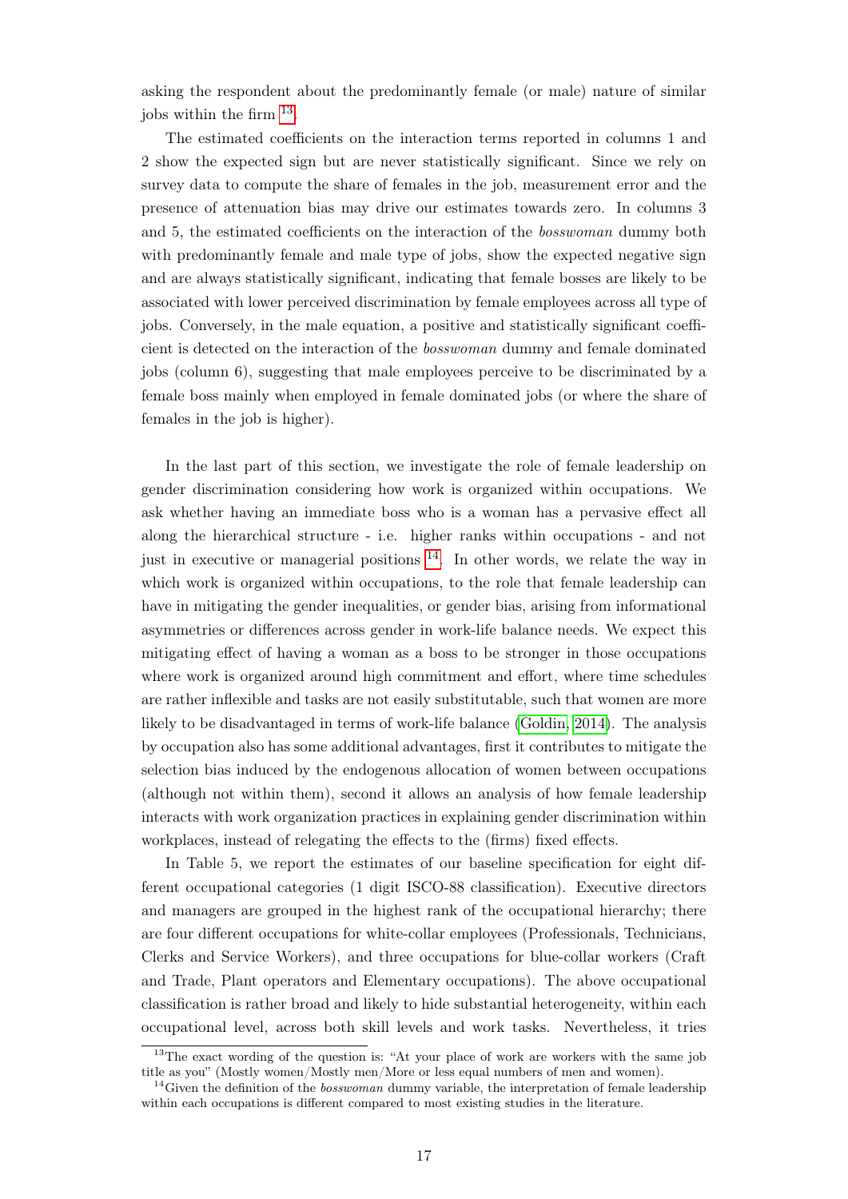asking the respondent about the predominantly female (or male) nature of similar jobs within the firm [13].

The estimated coefficients on the interaction terms reported in columns 1 and 2 show the expected sign but are never statistically significant. Since we rely on survey data to compute the share of females in the job, measurement error and the presence of attenuation bias may drive our estimates towards zero. In columns 3 and 5, the estimated coefficients on the interaction of the *bosswoman* dummy both with predominantly female and male type of jobs, show the expected negative sign and are always statistically significant, indicating that female bosses are likely to be associated with lower perceived discrimination by female employees across all type of jobs. Conversely, in the male equation, a positive and statistically significant coefficient is detected on the interaction of the *bosswoman* dummy and female dominated jobs (column 6), suggesting that male employees perceive to be discriminated by a female boss mainly when employed in female dominated jobs (or where the share of females in the job is higher).

In the last part of this section, we investigate the role of female leadership on gender discrimination considering how work is organized within occupations. We ask whether having an immediate boss who is a woman has a pervasive effect all along the hierarchical structure - i.e. higher ranks within occupations - and not just in executive or managerial positions [14]. In other words, we relate the way in which work is organized within occupations, to the role that female leadership can have in mitigating the gender inequalities, or gender bias, arising from informational asymmetries or differences across gender in work-life balance needs. We expect this mitigating effect of having a woman as a boss to be stronger in those occupations where work is organized around high commitment and effort, where time schedules are rather inflexible and tasks are not easily substitutable, such that women are more likely to be disadvantaged in terms of work-life balance (Goldin, 2014). The analysis by occupation also has some additional advantages, first it contributes to mitigate the selection bias induced by the endogenous allocation of women between occupations (although not within them), second it allows an analysis of how female leadership interacts with work organization practices in explaining gender discrimination within workplaces, instead of relegating the effects to the (firms) fixed effects.

In Table 5, we report the estimates of our baseline specification for eight different occupational categories (1 digit ISCO-88 classification). Executive directors and managers are grouped in the highest rank of the occupational hierarchy; there are four different occupations for white-collar employees (Professionals, Technicians, Clerks and Service Workers), and three occupations for blue-collar workers (Craft and Trade, Plant operators and Elementary occupations). The above occupational classification is rather broad and likely to hide substantial heterogeneity, within each occupational level, across both skill levels and work tasks. Nevertheless, it tries

[13] The exact wording of the question is: "At your place of work are workers with the same job title as you" (Mostly women/Mostly men/More or less equal numbers of men and women).

[14] Given the definition of the *bosswoman* dummy variable, the interpretation of female leadership within each occupations is different compared to most existing studies in the literature.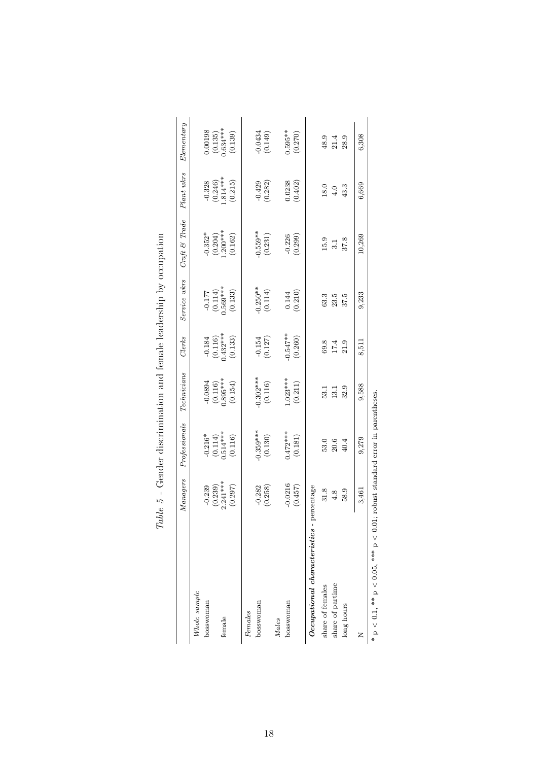*Table 5* - Gender discrimination and female leadership by occupation

| | *Managers* | *Professionals* | *Technicians* | *Clerks* | *Service wkrs* | *Craft & Trade* | *Plant wkrs* | *Elementary* |
|---|---|---|---|---|---|---|---|---|
| *Whole sample* | | | | | | | | |
| bosswoman | -0.239 | -0.216* | -0.0894 | -0.184 | -0.177 | -0.352* | -0.328 | 0.00198 |
| | (0.239) | (0.114) | (0.116) | (0.116) | (0.114) | (0.204) | (0.246) | (0.135) |
| female | 2.241*** | 0.514*** | 0.895*** | 0.432*** | 0.569*** | 1.200*** | 1.814*** | 0.634*** |
| | (0.297) | (0.116) | (0.154) | (0.133) | (0.133) | (0.162) | (0.215) | (0.139) |
| *Females* | | | | | | | | |
| bosswoman | -0.282 | -0.359*** | -0.302*** | -0.154 | -0.250** | -0.559** | -0.429 | -0.0434 |
| | (0.258) | (0.130) | (0.116) | (0.127) | (0.114) | (0.231) | (0.282) | (0.149) |
| *Males* | | | | | | | | |
| bosswoman | -0.0216 | 0.472*** | 1.023*** | -0.547** | 0.144 | -0.226 | 0.0238 | 0.595** |
| | (0.457) | (0.181) | (0.211) | (0.260) | (0.210) | (0.299) | (0.402) | (0.270) |
| ***Occupational characteristics*** - percentage | | | | | | | | |
| share of females | 31.8 | 53.0 | 53.1 | 69.8 | 63.3 | 15.9 | 18.0 | 48.9 |
| share of partime | 4.8 | 20.6 | 13.1 | 17.4 | 23.5 | 3.1 | 4.0 | 21.4 |
| long hours | 58.9 | 40.4 | 32.9 | 21.9 | 37.5 | 37.8 | 43.3 | 28.9 |
| N | 3,461 | 9,279 | 9,588 | 8,511 | 9,233 | 10,269 | 6,669 | 6,308 |

* p < 0.1, ** p < 0.05, *** p < 0.01; robust standard error in parentheses.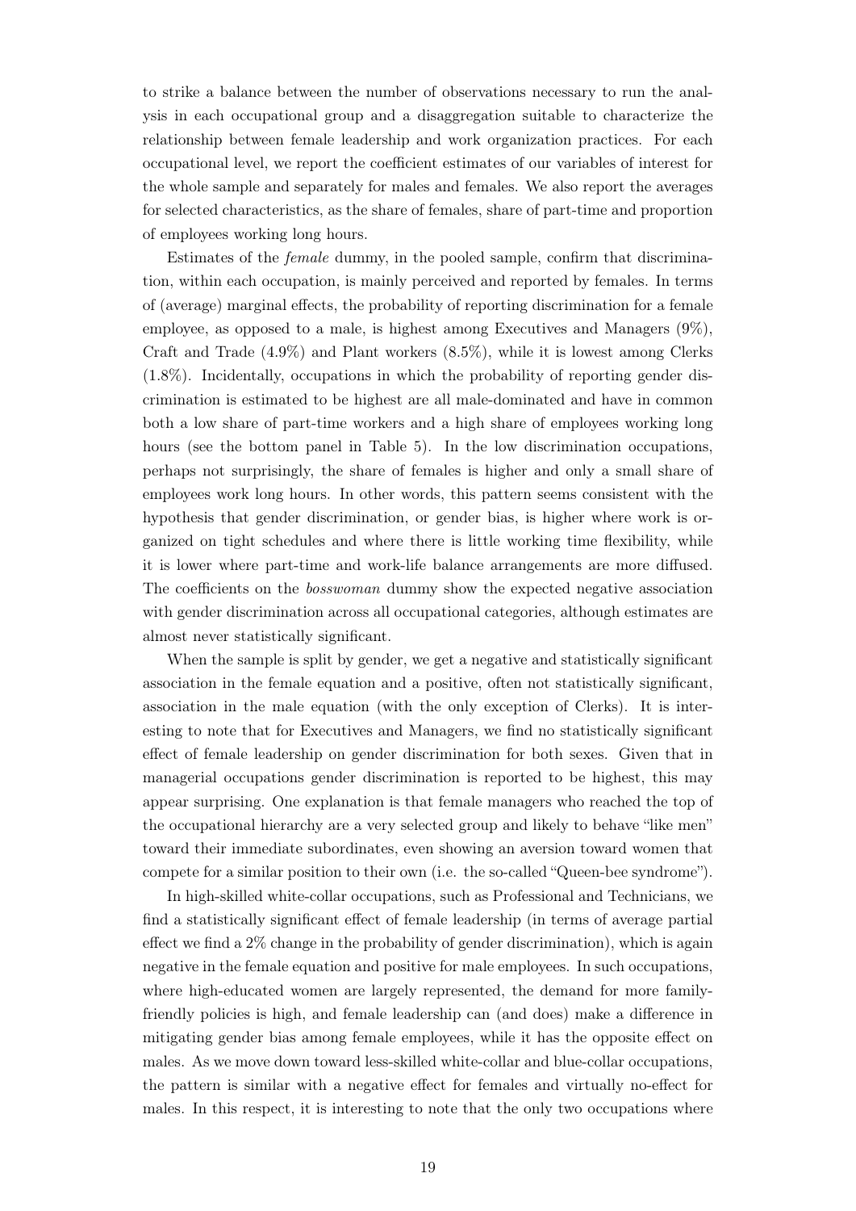to strike a balance between the number of observations necessary to run the analysis in each occupational group and a disaggregation suitable to characterize the relationship between female leadership and work organization practices. For each occupational level, we report the coefficient estimates of our variables of interest for the whole sample and separately for males and females. We also report the averages for selected characteristics, as the share of females, share of part-time and proportion of employees working long hours.

Estimates of the *female* dummy, in the pooled sample, confirm that discrimination, within each occupation, is mainly perceived and reported by females. In terms of (average) marginal effects, the probability of reporting discrimination for a female employee, as opposed to a male, is highest among Executives and Managers (9%), Craft and Trade (4.9%) and Plant workers (8.5%), while it is lowest among Clerks (1.8%). Incidentally, occupations in which the probability of reporting gender discrimination is estimated to be highest are all male-dominated and have in common both a low share of part-time workers and a high share of employees working long hours (see the bottom panel in Table 5). In the low discrimination occupations, perhaps not surprisingly, the share of females is higher and only a small share of employees work long hours. In other words, this pattern seems consistent with the hypothesis that gender discrimination, or gender bias, is higher where work is organized on tight schedules and where there is little working time flexibility, while it is lower where part-time and work-life balance arrangements are more diffused. The coefficients on the *bosswoman* dummy show the expected negative association with gender discrimination across all occupational categories, although estimates are almost never statistically significant.

When the sample is split by gender, we get a negative and statistically significant association in the female equation and a positive, often not statistically significant, association in the male equation (with the only exception of Clerks). It is interesting to note that for Executives and Managers, we find no statistically significant effect of female leadership on gender discrimination for both sexes. Given that in managerial occupations gender discrimination is reported to be highest, this may appear surprising. One explanation is that female managers who reached the top of the occupational hierarchy are a very selected group and likely to behave "like men" toward their immediate subordinates, even showing an aversion toward women that compete for a similar position to their own (i.e. the so-called "Queen-bee syndrome").

In high-skilled white-collar occupations, such as Professional and Technicians, we find a statistically significant effect of female leadership (in terms of average partial effect we find a 2% change in the probability of gender discrimination), which is again negative in the female equation and positive for male employees. In such occupations, where high-educated women are largely represented, the demand for more family-friendly policies is high, and female leadership can (and does) make a difference in mitigating gender bias among female employees, while it has the opposite effect on males. As we move down toward less-skilled white-collar and blue-collar occupations, the pattern is similar with a negative effect for females and virtually no-effect for males. In this respect, it is interesting to note that the only two occupations where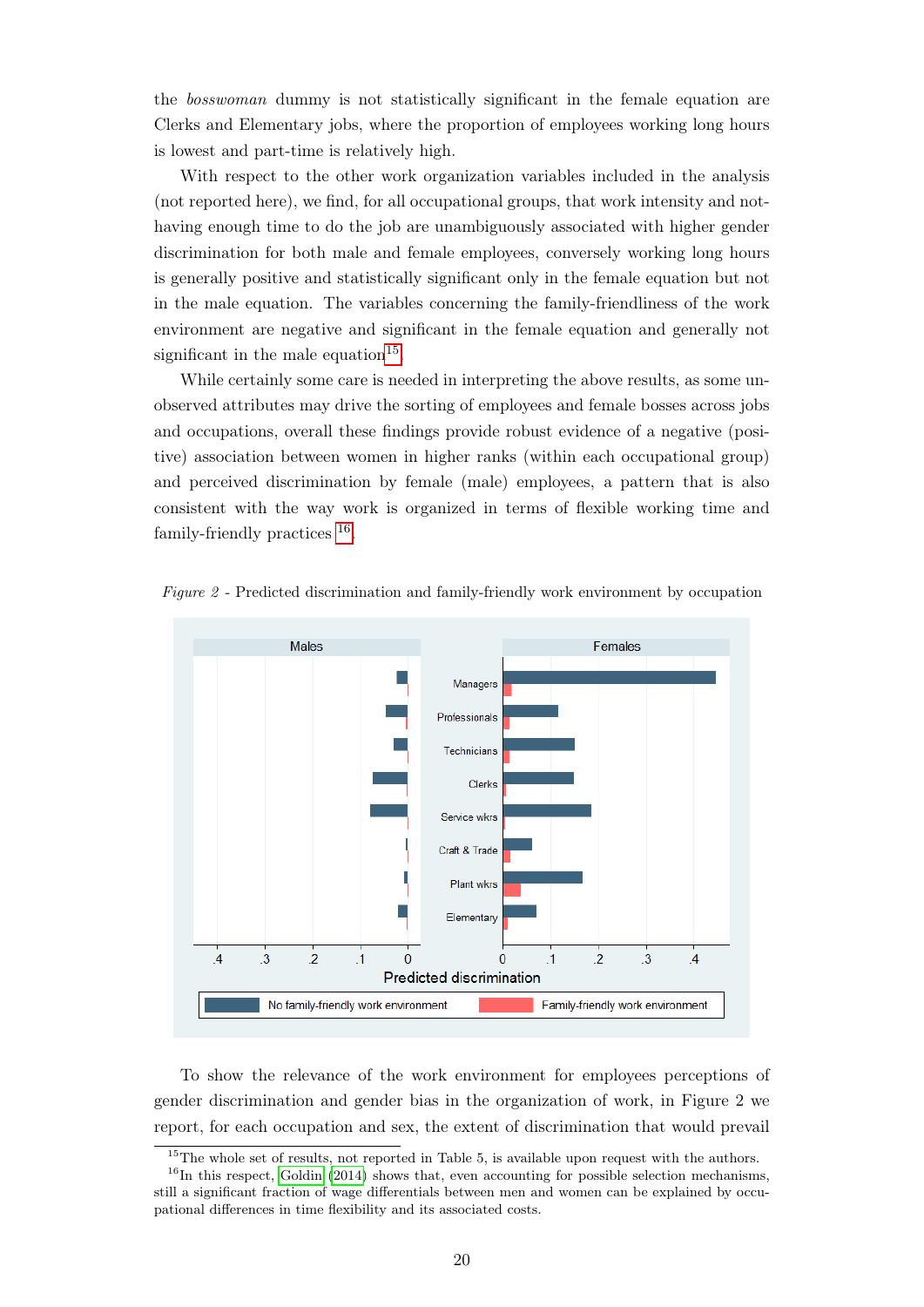the *bosswoman* dummy is not statistically significant in the female equation are Clerks and Elementary jobs, where the proportion of employees working long hours is lowest and part-time is relatively high.

With respect to the other work organization variables included in the analysis (not reported here), we find, for all occupational groups, that work intensity and not-having enough time to do the job are unambiguously associated with higher gender discrimination for both male and female employees, conversely working long hours is generally positive and statistically significant only in the female equation but not in the male equation. The variables concerning the family-friendliness of the work environment are negative and significant in the female equation and generally not significant in the male equation[15].

While certainly some care is needed in interpreting the above results, as some unobserved attributes may drive the sorting of employees and female bosses across jobs and occupations, overall these findings provide robust evidence of a negative (positive) association between women in higher ranks (within each occupational group) and perceived discrimination by female (male) employees, a pattern that is also consistent with the way work is organized in terms of flexible working time and family-friendly practices [16].

*Figure 2* - Predicted discrimination and family-friendly work environment by occupation

To show the relevance of the work environment for employees perceptions of gender discrimination and gender bias in the organization of work, in Figure 2 we report, for each occupation and sex, the extent of discrimination that would prevail

[15] The whole set of results, not reported in Table 5, is available upon request with the authors.

[16] In this respect, Goldin (2014) shows that, even accounting for possible selection mechanisms, still a significant fraction of wage differentials between men and women can be explained by occupational differences in time flexibility and its associated costs.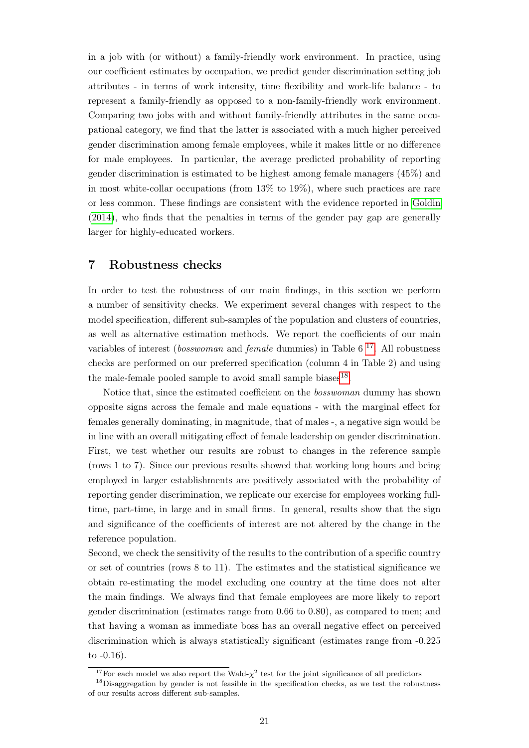in a job with (or without) a family-friendly work environment. In practice, using our coefficient estimates by occupation, we predict gender discrimination setting job attributes - in terms of work intensity, time flexibility and work-life balance - to represent a family-friendly as opposed to a non-family-friendly work environment. Comparing two jobs with and without family-friendly attributes in the same occupational category, we find that the latter is associated with a much higher perceived gender discrimination among female employees, while it makes little or no difference for male employees. In particular, the average predicted probability of reporting gender discrimination is estimated to be highest among female managers (45%) and in most white-collar occupations (from 13% to 19%), where such practices are rare or less common. These findings are consistent with the evidence reported in Goldin (2014), who finds that the penalties in terms of the gender pay gap are generally larger for highly-educated workers.

## 7 Robustness checks

In order to test the robustness of our main findings, in this section we perform a number of sensitivity checks. We experiment several changes with respect to the model specification, different sub-samples of the population and clusters of countries, as well as alternative estimation methods. We report the coefficients of our main variables of interest (*bosswoman* and *female* dummies) in Table 6 [17]. All robustness checks are performed on our preferred specification (column 4 in Table 2) and using the male-female pooled sample to avoid small sample biases[18].

Notice that, since the estimated coefficient on the *bosswoman* dummy has shown opposite signs across the female and male equations - with the marginal effect for females generally dominating, in magnitude, that of males -, a negative sign would be in line with an overall mitigating effect of female leadership on gender discrimination. First, we test whether our results are robust to changes in the reference sample (rows 1 to 7). Since our previous results showed that working long hours and being employed in larger establishments are positively associated with the probability of reporting gender discrimination, we replicate our exercise for employees working full-time, part-time, in large and in small firms. In general, results show that the sign and significance of the coefficients of interest are not altered by the change in the reference population.

Second, we check the sensitivity of the results to the contribution of a specific country or set of countries (rows 8 to 11). The estimates and the statistical significance we obtain re-estimating the model excluding one country at the time does not alter the main findings. We always find that female employees are more likely to report gender discrimination (estimates range from 0.66 to 0.80), as compared to men; and that having a woman as immediate boss has an overall negative effect on perceived discrimination which is always statistically significant (estimates range from -0.225 to -0.16).

[17] For each model we also report the Wald-$\chi^2$ test for the joint significance of all predictors

[18] Disaggregation by gender is not feasible in the specification checks, as we test the robustness of our results across different sub-samples.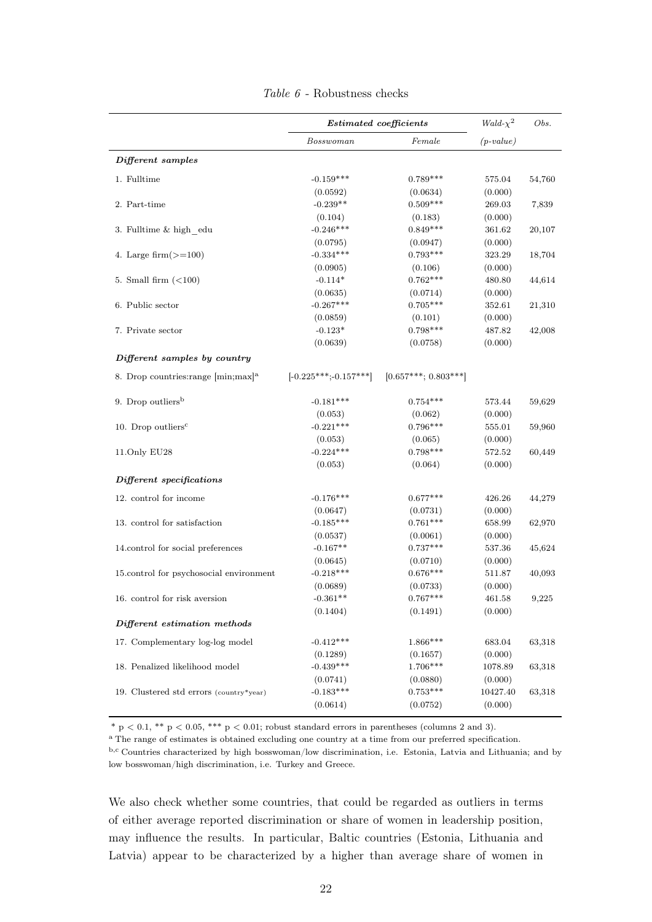*Table 6* - Robustness checks

| | *Estimated coefficients* | | *Wald-$\chi^2$* | *Obs.* |
|---|---|---|---|---|
| | *Bosswoman* | *Female* | *(p-value)* | |
| ***Different samples*** | | | | |
| 1. Fulltime | -0.159*** | 0.789*** | 575.04 | 54,760 |
| | (0.0592) | (0.0634) | (0.000) | |
| 2. Part-time | -0.239** | 0.509*** | 269.03 | 7,839 |
| | (0.104) | (0.183) | (0.000) | |
| 3. Fulltime & high_edu | -0.246*** | 0.849*** | 361.62 | 20,107 |
| | (0.0795) | (0.0947) | (0.000) | |
| 4. Large firm(>=100) | -0.334*** | 0.793*** | 323.29 | 18,704 |
| | (0.0905) | (0.106) | (0.000) | |
| 5. Small firm (<100) | -0.114* | 0.762*** | 480.80 | 44,614 |
| | (0.0635) | (0.0714) | (0.000) | |
| 6. Public sector | -0.267*** | 0.705*** | 352.61 | 21,310 |
| | (0.0859) | (0.101) | (0.000) | |
| 7. Private sector | -0.123* | 0.798*** | 487.82 | 42,008 |
| | (0.0639) | (0.0758) | (0.000) | |
| ***Different samples by country*** | | | | |
| 8. Drop countries:range [min;max][a] | [-0.225***;-0.157***] | [0.657***; 0.803***] | | |
| 9. Drop outliers[b] | -0.181*** | 0.754*** | 573.44 | 59,629 |
| | (0.053) | (0.062) | (0.000) | |
| 10. Drop outliers[c] | -0.221*** | 0.796*** | 555.01 | 59,960 |
| | (0.053) | (0.065) | (0.000) | |
| 11.Only EU28 | -0.224*** | 0.798*** | 572.52 | 60,449 |
| | (0.053) | (0.064) | (0.000) | |
| ***Different specifications*** | | | | |
| 12. control for income | -0.176*** | 0.677*** | 426.26 | 44,279 |
| | (0.0647) | (0.0731) | (0.000) | |
| 13. control for satisfaction | -0.185*** | 0.761*** | 658.99 | 62,970 |
| | (0.0537) | (0.0061) | (0.000) | |
| 14.control for social preferences | -0.167** | 0.737*** | 537.36 | 45,624 |
| | (0.0645) | (0.0710) | (0.000) | |
| 15.control for psychosocial environment | -0.218*** | 0.676*** | 511.87 | 40,093 |
| | (0.0689) | (0.0733) | (0.000) | |
| 16. control for risk aversion | -0.361** | 0.767*** | 461.58 | 9,225 |
| | (0.1404) | (0.1491) | (0.000) | |
| ***Different estimation methods*** | | | | |
| 17. Complementary log-log model | -0.412*** | 1.866*** | 683.04 | 63,318 |
| | (0.1289) | (0.1657) | (0.000) | |
| 18. Penalized likelihood model | -0.439*** | 1.706*** | 1078.89 | 63,318 |
| | (0.0741) | (0.0880) | (0.000) | |
| 19. Clustered std errors (country*year) | -0.183*** | 0.753*** | 10427.40 | 63,318 |
| | (0.0614) | (0.0752) | (0.000) | |

* $p < 0.1$, ** $p < 0.05$, *** $p < 0.01$; robust standard errors in parentheses (columns 2 and 3).

[a] The range of estimates is obtained excluding one country at a time from our preferred specification.

[b,c] Countries characterized by high bosswoman/low discrimination, i.e. Estonia, Latvia and Lithuania; and by low bosswoman/high discrimination, i.e. Turkey and Greece.

We also check whether some countries, that could be regarded as outliers in terms of either average reported discrimination or share of women in leadership position, may influence the results. In particular, Baltic countries (Estonia, Lithuania and Latvia) appear to be characterized by a higher than average share of women in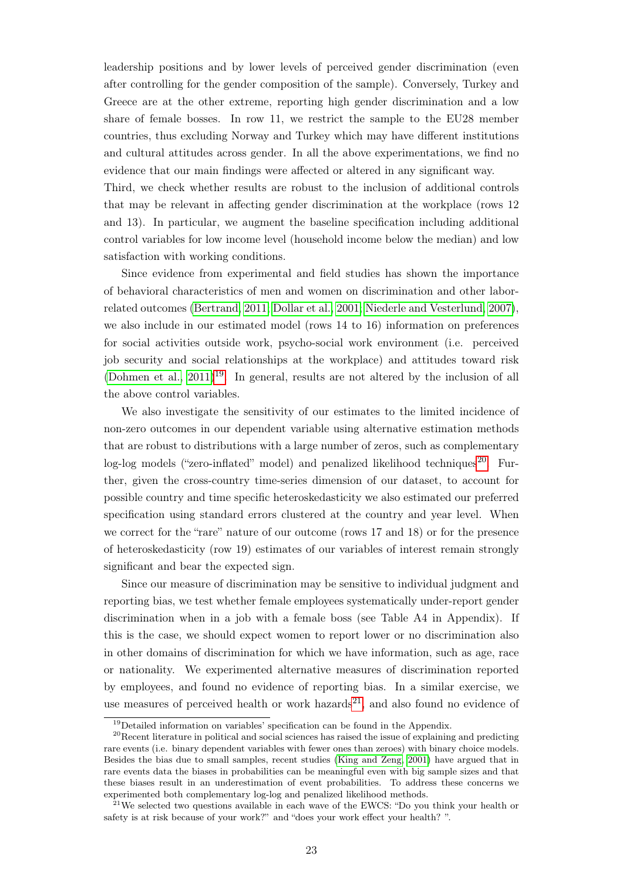leadership positions and by lower levels of perceived gender discrimination (even after controlling for the gender composition of the sample). Conversely, Turkey and Greece are at the other extreme, reporting high gender discrimination and a low share of female bosses. In row 11, we restrict the sample to the EU28 member countries, thus excluding Norway and Turkey which may have different institutions and cultural attitudes across gender. In all the above experimentations, we find no evidence that our main findings were affected or altered in any significant way.

Third, we check whether results are robust to the inclusion of additional controls that may be relevant in affecting gender discrimination at the workplace (rows 12 and 13). In particular, we augment the baseline specification including additional control variables for low income level (household income below the median) and low satisfaction with working conditions.

Since evidence from experimental and field studies has shown the importance of behavioral characteristics of men and women on discrimination and other labor-related outcomes (Bertrand, 2011; Dollar et al., 2001; Niederle and Vesterlund, 2007), we also include in our estimated model (rows 14 to 16) information on preferences for social activities outside work, psycho-social work environment (i.e. perceived job security and social relationships at the workplace) and attitudes toward risk (Dohmen et al., 2011)[19]. In general, results are not altered by the inclusion of all the above control variables.

We also investigate the sensitivity of our estimates to the limited incidence of non-zero outcomes in our dependent variable using alternative estimation methods that are robust to distributions with a large number of zeros, such as complementary log-log models ("zero-inflated" model) and penalized likelihood techniques[20]. Further, given the cross-country time-series dimension of our dataset, to account for possible country and time specific heteroskedasticity we also estimated our preferred specification using standard errors clustered at the country and year level. When we correct for the "rare" nature of our outcome (rows 17 and 18) or for the presence of heteroskedasticity (row 19) estimates of our variables of interest remain strongly significant and bear the expected sign.

Since our measure of discrimination may be sensitive to individual judgment and reporting bias, we test whether female employees systematically under-report gender discrimination when in a job with a female boss (see Table A4 in Appendix). If this is the case, we should expect women to report lower or no discrimination also in other domains of discrimination for which we have information, such as age, race or nationality. We experimented alternative measures of discrimination reported by employees, and found no evidence of reporting bias. In a similar exercise, we use measures of perceived health or work hazards[21], and also found no evidence of

[19] Detailed information on variables' specification can be found in the Appendix.

[20] Recent literature in political and social sciences has raised the issue of explaining and predicting rare events (i.e. binary dependent variables with fewer ones than zeroes) with binary choice models. Besides the bias due to small samples, recent studies (King and Zeng, 2001) have argued that in rare events data the biases in probabilities can be meaningful even with big sample sizes and that these biases result in an underestimation of event probabilities. To address these concerns we experimented both complementary log-log and penalized likelihood methods.

[21] We selected two questions available in each wave of the EWCS: "Do you think your health or safety is at risk because of your work?" and "does your work effect your health? ".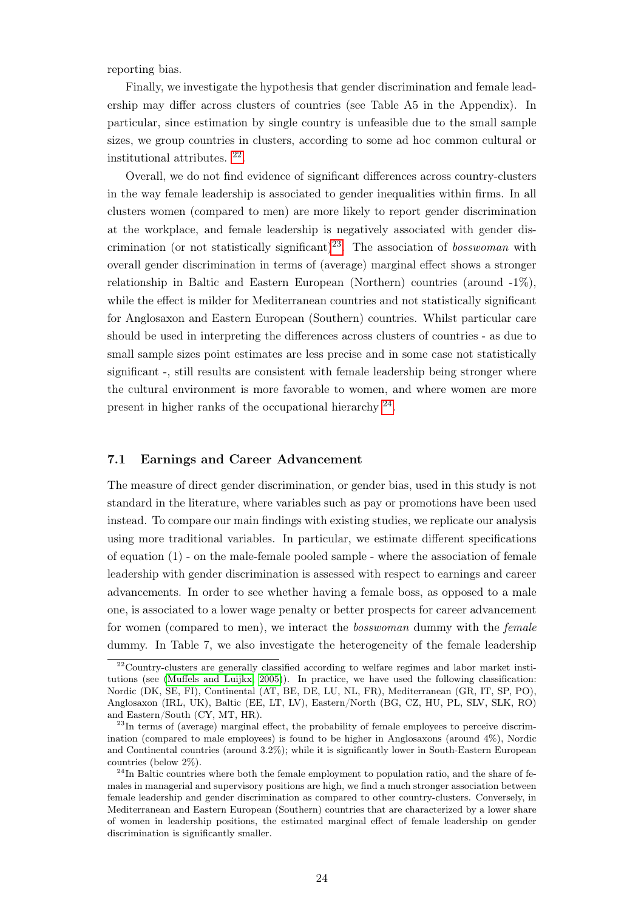reporting bias.

Finally, we investigate the hypothesis that gender discrimination and female leadership may differ across clusters of countries (see Table A5 in the Appendix). In particular, since estimation by single country is unfeasible due to the small sample sizes, we group countries in clusters, according to some ad hoc common cultural or institutional attributes. [22]

Overall, we do not find evidence of significant differences across country-clusters in the way female leadership is associated to gender inequalities within firms. In all clusters women (compared to men) are more likely to report gender discrimination at the workplace, and female leadership is negatively associated with gender discrimination (or not statistically significant)[23]. The association of *bosswoman* with overall gender discrimination in terms of (average) marginal effect shows a stronger relationship in Baltic and Eastern European (Northern) countries (around -1%), while the effect is milder for Mediterranean countries and not statistically significant for Anglosaxon and Eastern European (Southern) countries. Whilst particular care should be used in interpreting the differences across clusters of countries - as due to small sample sizes point estimates are less precise and in some case not statistically significant -, still results are consistent with female leadership being stronger where the cultural environment is more favorable to women, and where women are more present in higher ranks of the occupational hierarchy [24].

### 7.1 Earnings and Career Advancement

The measure of direct gender discrimination, or gender bias, used in this study is not standard in the literature, where variables such as pay or promotions have been used instead. To compare our main findings with existing studies, we replicate our analysis using more traditional variables. In particular, we estimate different specifications of equation (1) - on the male-female pooled sample - where the association of female leadership with gender discrimination is assessed with respect to earnings and career advancements. In order to see whether having a female boss, as opposed to a male one, is associated to a lower wage penalty or better prospects for career advancement for women (compared to men), we interact the *bosswoman* dummy with the *female* dummy. In Table 7, we also investigate the heterogeneity of the female leadership

---

[22] Country-clusters are generally classified according to welfare regimes and labor market institutions (see (Muffels and Luijkx, 2005)). In practice, we have used the following classification: Nordic (DK, SE, FI), Continental (AT, BE, DE, LU, NL, FR), Mediterranean (GR, IT, SP, PO), Anglosaxon (IRL, UK), Baltic (EE, LT, LV), Eastern/North (BG, CZ, HU, PL, SLV, SLK, RO) and Eastern/South (CY, MT, HR).

[23] In terms of (average) marginal effect, the probability of female employees to perceive discrimination (compared to male employees) is found to be higher in Anglosaxons (around 4%), Nordic and Continental countries (around 3.2%); while it is significantly lower in South-Eastern European countries (below 2%).

[24] In Baltic countries where both the female employment to population ratio, and the share of females in managerial and supervisory positions are high, we find a much stronger association between female leadership and gender discrimination as compared to other country-clusters. Conversely, in Mediterranean and Eastern European (Southern) countries that are characterized by a lower share of women in leadership positions, the estimated marginal effect of female leadership on gender discrimination is significantly smaller.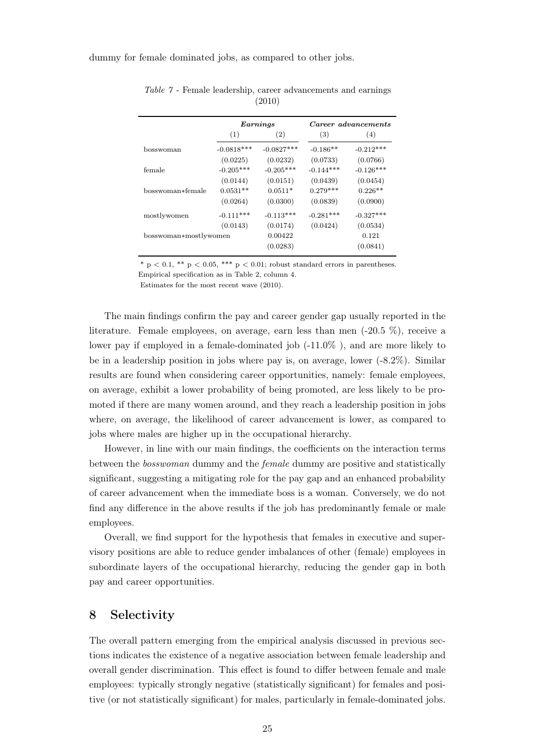dummy for female dominated jobs, as compared to other jobs.

*Table 7* - Female leadership, career advancements and earnings (2010)

| | ***Earnings*** | | ***Career advancements*** | |
|---|---|---|---|---|
| | (1) | (2) | (3) | (4) |
| bosswoman | -0.0818*** | -0.0827*** | -0.186** | -0.212*** |
| | (0.0225) | (0.0232) | (0.0733) | (0.0766) |
| female | -0.205*** | -0.205*** | -0.144*** | -0.126*** |
| | (0.0144) | (0.0151) | (0.0439) | (0.0454) |
| bosswoman*female | 0.0531** | 0.0511* | 0.279*** | 0.226** |
| | (0.0264) | (0.0300) | (0.0839) | (0.0900) |
| mostlywomen | -0.111*** | -0.113*** | -0.281*** | -0.327*** |
| | (0.0143) | (0.0174) | (0.0424) | (0.0534) |
| bosswoman*mostlywomen | | 0.00422 | | 0.121 |
| | | (0.0283) | | (0.0841) |

\* p < 0.1, ** p < 0.05, *** p < 0.01; robust standard errors in parentheses.
Empirical specification as in Table 2, column 4.
Estimates for the most recent wave (2010).

The main findings confirm the pay and career gender gap usually reported in the literature. Female employees, on average, earn less than men (-20.5 %), receive a lower pay if employed in a female-dominated job (-11.0% ), and are more likely to be in a leadership position in jobs where pay is, on average, lower (-8.2%). Similar results are found when considering career opportunities, namely: female employees, on average, exhibit a lower probability of being promoted, are less likely to be promoted if there are many women around, and they reach a leadership position in jobs where, on average, the likelihood of career advancement is lower, as compared to jobs where males are higher up in the occupational hierarchy.

However, in line with our main findings, the coefficients on the interaction terms between the *bosswoman* dummy and the *female* dummy are positive and statistically significant, suggesting a mitigating role for the pay gap and an enhanced probability of career advancement when the immediate boss is a woman. Conversely, we do not find any difference in the above results if the job has predominantly female or male employees.

Overall, we find support for the hypothesis that females in executive and supervisory positions are able to reduce gender imbalances of other (female) employees in subordinate layers of the occupational hierarchy, reducing the gender gap in both pay and career opportunities.

## 8 Selectivity

The overall pattern emerging from the empirical analysis discussed in previous sections indicates the existence of a negative association between female leadership and overall gender discrimination. This effect is found to differ between female and male employees: typically strongly negative (statistically significant) for females and positive (or not statistically significant) for males, particularly in female-dominated jobs.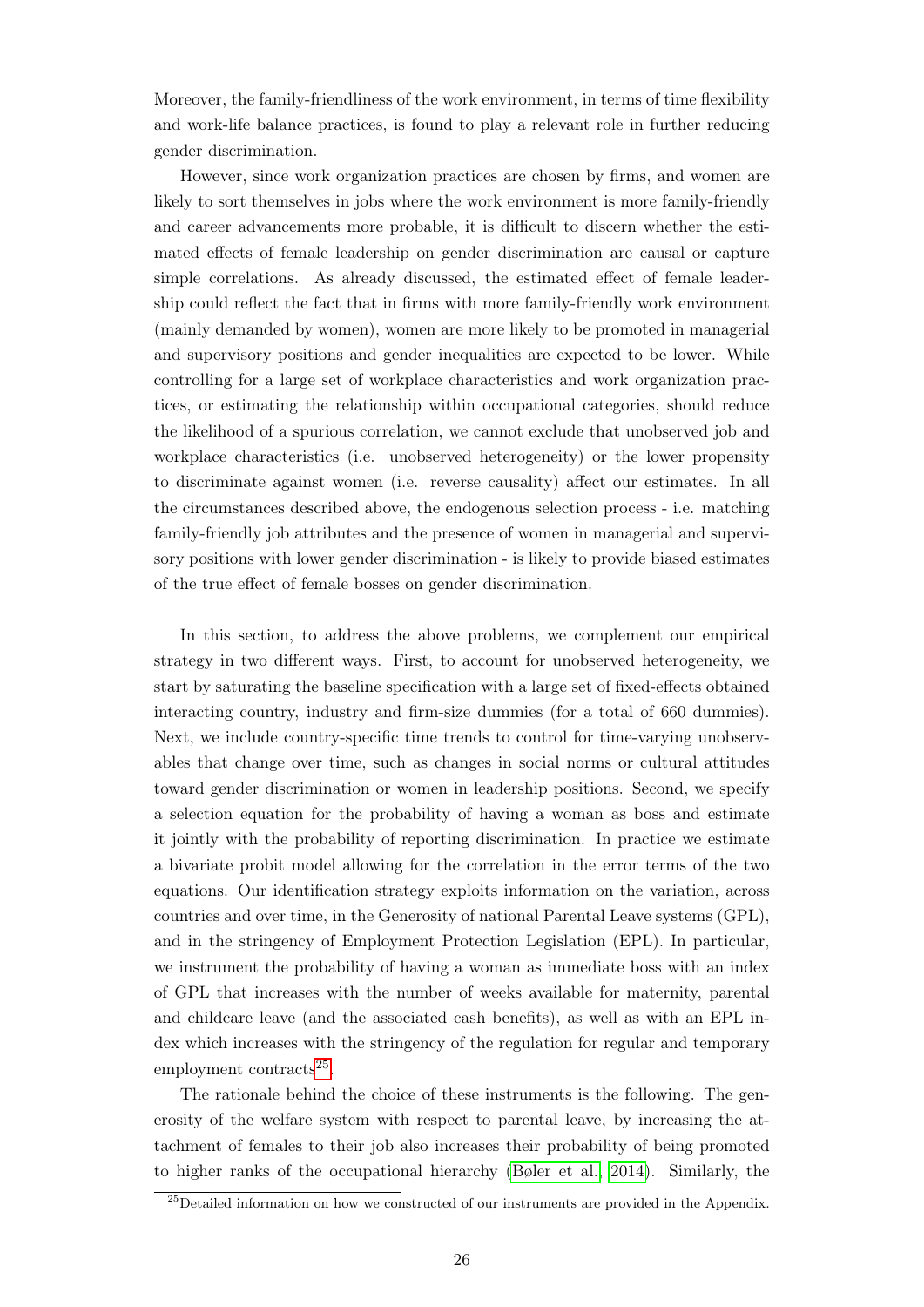Moreover, the family-friendliness of the work environment, in terms of time flexibility and work-life balance practices, is found to play a relevant role in further reducing gender discrimination.

However, since work organization practices are chosen by firms, and women are likely to sort themselves in jobs where the work environment is more family-friendly and career advancements more probable, it is difficult to discern whether the estimated effects of female leadership on gender discrimination are causal or capture simple correlations. As already discussed, the estimated effect of female leadership could reflect the fact that in firms with more family-friendly work environment (mainly demanded by women), women are more likely to be promoted in managerial and supervisory positions and gender inequalities are expected to be lower. While controlling for a large set of workplace characteristics and work organization practices, or estimating the relationship within occupational categories, should reduce the likelihood of a spurious correlation, we cannot exclude that unobserved job and workplace characteristics (i.e. unobserved heterogeneity) or the lower propensity to discriminate against women (i.e. reverse causality) affect our estimates. In all the circumstances described above, the endogenous selection process - i.e. matching family-friendly job attributes and the presence of women in managerial and supervisory positions with lower gender discrimination - is likely to provide biased estimates of the true effect of female bosses on gender discrimination.

In this section, to address the above problems, we complement our empirical strategy in two different ways. First, to account for unobserved heterogeneity, we start by saturating the baseline specification with a large set of fixed-effects obtained interacting country, industry and firm-size dummies (for a total of 660 dummies). Next, we include country-specific time trends to control for time-varying unobservables that change over time, such as changes in social norms or cultural attitudes toward gender discrimination or women in leadership positions. Second, we specify a selection equation for the probability of having a woman as boss and estimate it jointly with the probability of reporting discrimination. In practice we estimate a bivariate probit model allowing for the correlation in the error terms of the two equations. Our identification strategy exploits information on the variation, across countries and over time, in the Generosity of national Parental Leave systems (GPL), and in the stringency of Employment Protection Legislation (EPL). In particular, we instrument the probability of having a woman as immediate boss with an index of GPL that increases with the number of weeks available for maternity, parental and childcare leave (and the associated cash benefits), as well as with an EPL index which increases with the stringency of the regulation for regular and temporary employment contracts[25].

The rationale behind the choice of these instruments is the following. The generosity of the welfare system with respect to parental leave, by increasing the attachment of females to their job also increases their probability of being promoted to higher ranks of the occupational hierarchy (Bøler et al., 2014). Similarly, the

[25] Detailed information on how we constructed of our instruments are provided in the Appendix.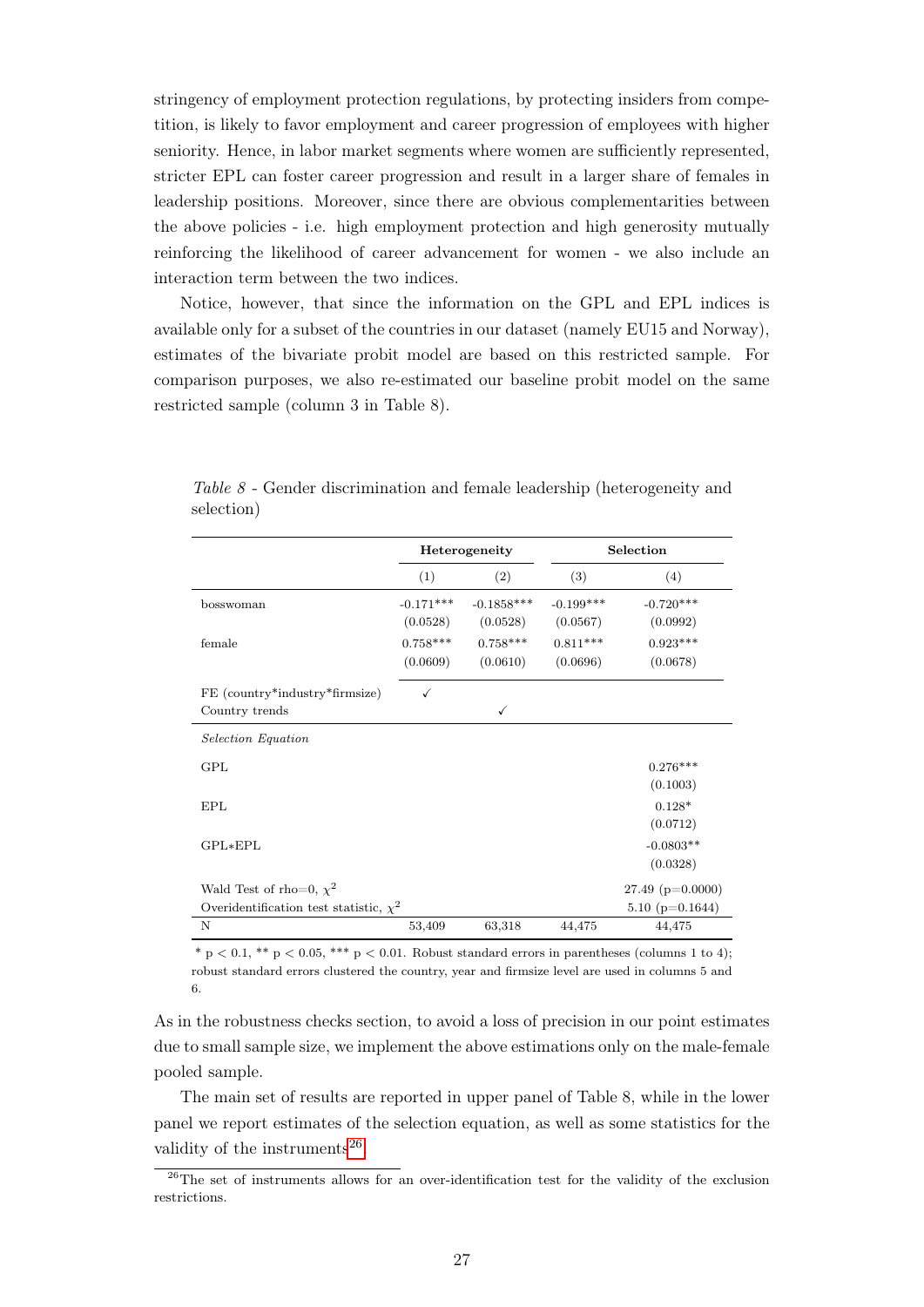stringency of employment protection regulations, by protecting insiders from competition, is likely to favor employment and career progression of employees with higher seniority. Hence, in labor market segments where women are sufficiently represented, stricter EPL can foster career progression and result in a larger share of females in leadership positions. Moreover, since there are obvious complementarities between the above policies - i.e. high employment protection and high generosity mutually reinforcing the likelihood of career advancement for women - we also include an interaction term between the two indices.

Notice, however, that since the information on the GPL and EPL indices is available only for a subset of the countries in our dataset (namely EU15 and Norway), estimates of the bivariate probit model are based on this restricted sample. For comparison purposes, we also re-estimated our baseline probit model on the same restricted sample (column 3 in Table 8).

*Table 8* - Gender discrimination and female leadership (heterogeneity and selection)

| | **Heterogeneity** | | **Selection** | |
|---|---|---|---|---|
| | (1) | (2) | (3) | (4) |
| bosswoman | -0.171*** | -0.1858*** | -0.199*** | -0.720*** |
| | (0.0528) | (0.0528) | (0.0567) | (0.0992) |
| female | 0.758*** | 0.758*** | 0.811*** | 0.923*** |
| | (0.0609) | (0.0610) | (0.0696) | (0.0678) |
| FE (country*industry*firmsize) | ✓ | | | |
| Country trends | | ✓ | | |
| *Selection Equation* | | | | |
| GPL | | | | 0.276*** |
| | | | | (0.1003) |
| EPL | | | | 0.128* |
| | | | | (0.0712) |
| GPL*EPL | | | | -0.0803** |
| | | | | (0.0328) |
| Wald Test of rho=0, $\chi^2$ | | | | 27.49 (p=0.0000) |
| Overidentification test statistic, $\chi^2$ | | | | 5.10 (p=0.1644) |
| N | 53,409 | 63,318 | 44,475 | 44,475 |

\* $p < 0.1$, \*\* $p < 0.05$, \*\*\* $p < 0.01$. Robust standard errors in parentheses (columns 1 to 4); robust standard errors clustered the country, year and firmsize level are used in columns 5 and 6.

As in the robustness checks section, to avoid a loss of precision in our point estimates due to small sample size, we implement the above estimations only on the male-female pooled sample.

The main set of results are reported in upper panel of Table 8, while in the lower panel we report estimates of the selection equation, as well as some statistics for the validity of the instruments[26].

[26] The set of instruments allows for an over-identification test for the validity of the exclusion restrictions.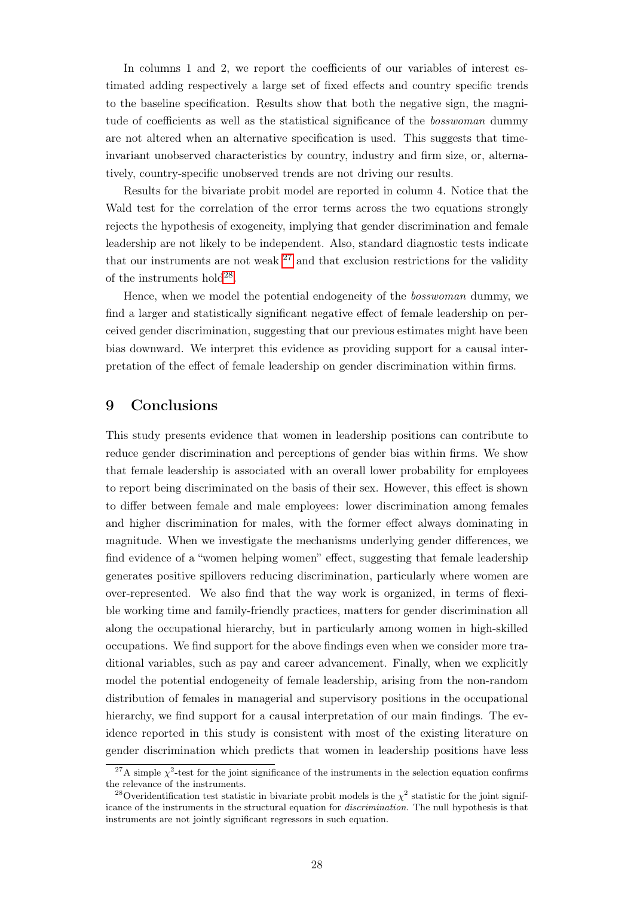In columns 1 and 2, we report the coefficients of our variables of interest estimated adding respectively a large set of fixed effects and country specific trends to the baseline specification. Results show that both the negative sign, the magnitude of coefficients as well as the statistical significance of the *bosswoman* dummy are not altered when an alternative specification is used. This suggests that time-invariant unobserved characteristics by country, industry and firm size, or, alternatively, country-specific unobserved trends are not driving our results.

Results for the bivariate probit model are reported in column 4. Notice that the Wald test for the correlation of the error terms across the two equations strongly rejects the hypothesis of exogeneity, implying that gender discrimination and female leadership are not likely to be independent. Also, standard diagnostic tests indicate that our instruments are not weak [27] and that exclusion restrictions for the validity of the instruments hold[28].

Hence, when we model the potential endogeneity of the *bosswoman* dummy, we find a larger and statistically significant negative effect of female leadership on perceived gender discrimination, suggesting that our previous estimates might have been bias downward. We interpret this evidence as providing support for a causal interpretation of the effect of female leadership on gender discrimination within firms.

## 9 Conclusions

This study presents evidence that women in leadership positions can contribute to reduce gender discrimination and perceptions of gender bias within firms. We show that female leadership is associated with an overall lower probability for employees to report being discriminated on the basis of their sex. However, this effect is shown to differ between female and male employees: lower discrimination among females and higher discrimination for males, with the former effect always dominating in magnitude. When we investigate the mechanisms underlying gender differences, we find evidence of a "women helping women" effect, suggesting that female leadership generates positive spillovers reducing discrimination, particularly where women are over-represented. We also find that the way work is organized, in terms of flexible working time and family-friendly practices, matters for gender discrimination all along the occupational hierarchy, but in particularly among women in high-skilled occupations. We find support for the above findings even when we consider more traditional variables, such as pay and career advancement. Finally, when we explicitly model the potential endogeneity of female leadership, arising from the non-random distribution of females in managerial and supervisory positions in the occupational hierarchy, we find support for a causal interpretation of our main findings. The evidence reported in this study is consistent with most of the existing literature on gender discrimination which predicts that women in leadership positions have less

[27] A simple $\chi^2$-test for the joint significance of the instruments in the selection equation confirms the relevance of the instruments.

[28] Overidentification test statistic in bivariate probit models is the $\chi^2$ statistic for the joint significance of the instruments in the structural equation for *discrimination*. The null hypothesis is that instruments are not jointly significant regressors in such equation.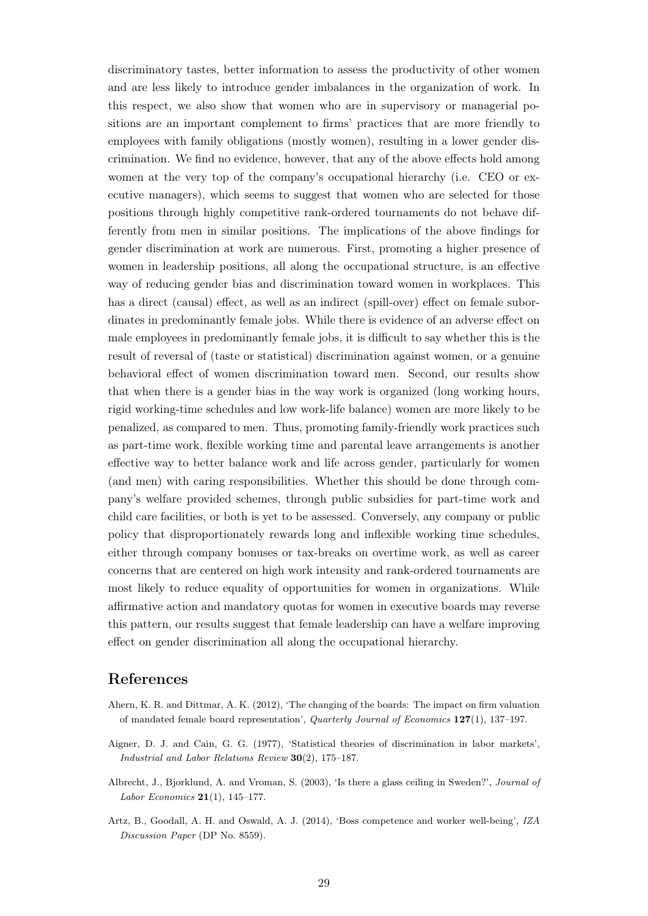discriminatory tastes, better information to assess the productivity of other women and are less likely to introduce gender imbalances in the organization of work. In this respect, we also show that women who are in supervisory or managerial positions are an important complement to firms' practices that are more friendly to employees with family obligations (mostly women), resulting in a lower gender discrimination. We find no evidence, however, that any of the above effects hold among women at the very top of the company's occupational hierarchy (i.e. CEO or executive managers), which seems to suggest that women who are selected for those positions through highly competitive rank-ordered tournaments do not behave differently from men in similar positions. The implications of the above findings for gender discrimination at work are numerous. First, promoting a higher presence of women in leadership positions, all along the occupational structure, is an effective way of reducing gender bias and discrimination toward women in workplaces. This has a direct (causal) effect, as well as an indirect (spill-over) effect on female subordinates in predominantly female jobs. While there is evidence of an adverse effect on male employees in predominantly female jobs, it is difficult to say whether this is the result of reversal of (taste or statistical) discrimination against women, or a genuine behavioral effect of women discrimination toward men. Second, our results show that when there is a gender bias in the way work is organized (long working hours, rigid working-time schedules and low work-life balance) women are more likely to be penalized, as compared to men. Thus, promoting family-friendly work practices such as part-time work, flexible working time and parental leave arrangements is another effective way to better balance work and life across gender, particularly for women (and men) with caring responsibilities. Whether this should be done through company's welfare provided schemes, through public subsidies for part-time work and child care facilities, or both is yet to be assessed. Conversely, any company or public policy that disproportionately rewards long and inflexible working time schedules, either through company bonuses or tax-breaks on overtime work, as well as career concerns that are centered on high work intensity and rank-ordered tournaments are most likely to reduce equality of opportunities for women in organizations. While affirmative action and mandatory quotas for women in executive boards may reverse this pattern, our results suggest that female leadership can have a welfare improving effect on gender discrimination all along the occupational hierarchy.

## References

Ahern, K. R. and Dittmar, A. K. (2012), 'The changing of the boards: The impact on firm valuation of mandated female board representation', *Quarterly Journal of Economics* **127**(1), 137–197.

Aigner, D. J. and Cain, G. G. (1977), 'Statistical theories of discrimination in labor markets', *Industrial and Labor Relations Review* **30**(2), 175–187.

Albrecht, J., Bjorklund, A. and Vroman, S. (2003), 'Is there a glass ceiling in Sweden?', *Journal of Labor Economics* **21**(1), 145–177.

Artz, B., Goodall, A. H. and Oswald, A. J. (2014), 'Boss competence and worker well-being', *IZA Discussion Paper* (DP No. 8559).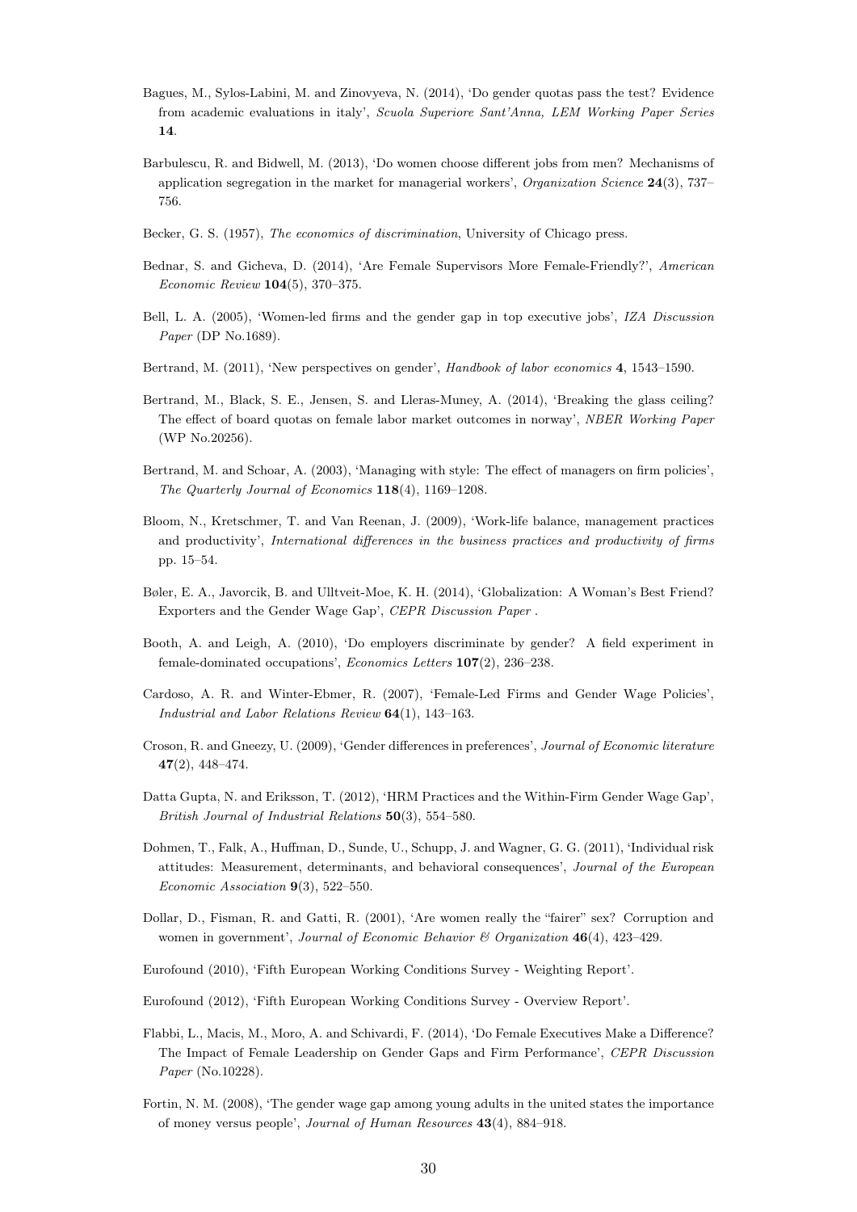Bagues, M., Sylos-Labini, M. and Zinovyeva, N. (2014), 'Do gender quotas pass the test? Evidence from academic evaluations in italy', *Scuola Superiore Sant'Anna, LEM Working Paper Series* **14**.

Barbulescu, R. and Bidwell, M. (2013), 'Do women choose different jobs from men? Mechanisms of application segregation in the market for managerial workers', *Organization Science* **24**(3), 737–756.

Becker, G. S. (1957), *The economics of discrimination*, University of Chicago press.

Bednar, S. and Gicheva, D. (2014), 'Are Female Supervisors More Female-Friendly?', *American Economic Review* **104**(5), 370–375.

Bell, L. A. (2005), 'Women-led firms and the gender gap in top executive jobs', *IZA Discussion Paper* (DP No.1689).

Bertrand, M. (2011), 'New perspectives on gender', *Handbook of labor economics* **4**, 1543–1590.

Bertrand, M., Black, S. E., Jensen, S. and Lleras-Muney, A. (2014), 'Breaking the glass ceiling? The effect of board quotas on female labor market outcomes in norway', *NBER Working Paper* (WP No.20256).

Bertrand, M. and Schoar, A. (2003), 'Managing with style: The effect of managers on firm policies', *The Quarterly Journal of Economics* **118**(4), 1169–1208.

Bloom, N., Kretschmer, T. and Van Reenan, J. (2009), 'Work-life balance, management practices and productivity', *International differences in the business practices and productivity of firms* pp. 15–54.

Bøler, E. A., Javorcik, B. and Ulltveit-Moe, K. H. (2014), 'Globalization: A Woman's Best Friend? Exporters and the Gender Wage Gap', *CEPR Discussion Paper* .

Booth, A. and Leigh, A. (2010), 'Do employers discriminate by gender? A field experiment in female-dominated occupations', *Economics Letters* **107**(2), 236–238.

Cardoso, A. R. and Winter-Ebmer, R. (2007), 'Female-Led Firms and Gender Wage Policies', *Industrial and Labor Relations Review* **64**(1), 143–163.

Croson, R. and Gneezy, U. (2009), 'Gender differences in preferences', *Journal of Economic literature* **47**(2), 448–474.

Datta Gupta, N. and Eriksson, T. (2012), 'HRM Practices and the Within-Firm Gender Wage Gap', *British Journal of Industrial Relations* **50**(3), 554–580.

Dohmen, T., Falk, A., Huffman, D., Sunde, U., Schupp, J. and Wagner, G. G. (2011), 'Individual risk attitudes: Measurement, determinants, and behavioral consequences', *Journal of the European Economic Association* **9**(3), 522–550.

Dollar, D., Fisman, R. and Gatti, R. (2001), 'Are women really the "fairer" sex? Corruption and women in government', *Journal of Economic Behavior & Organization* **46**(4), 423–429.

Eurofound (2010), 'Fifth European Working Conditions Survey - Weighting Report'.

Eurofound (2012), 'Fifth European Working Conditions Survey - Overview Report'.

Flabbi, L., Macis, M., Moro, A. and Schivardi, F. (2014), 'Do Female Executives Make a Difference? The Impact of Female Leadership on Gender Gaps and Firm Performance', *CEPR Discussion Paper* (No.10228).

Fortin, N. M. (2008), 'The gender wage gap among young adults in the united states the importance of money versus people', *Journal of Human Resources* **43**(4), 884–918.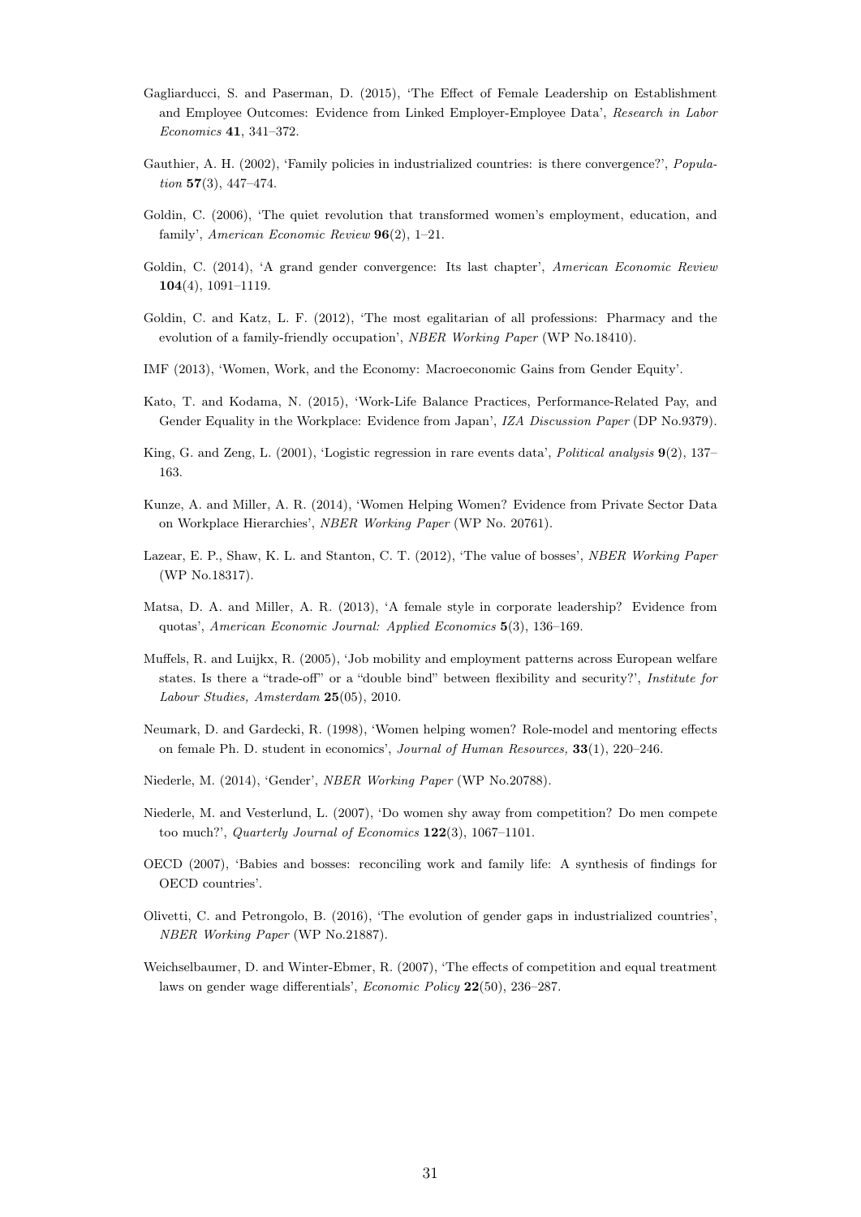Gagliarducci, S. and Paserman, D. (2015), 'The Effect of Female Leadership on Establishment and Employee Outcomes: Evidence from Linked Employer-Employee Data', *Research in Labor Economics* **41**, 341–372.

Gauthier, A. H. (2002), 'Family policies in industrialized countries: is there convergence?', *Population* **57**(3), 447–474.

Goldin, C. (2006), 'The quiet revolution that transformed women's employment, education, and family', *American Economic Review* **96**(2), 1–21.

Goldin, C. (2014), 'A grand gender convergence: Its last chapter', *American Economic Review* **104**(4), 1091–1119.

Goldin, C. and Katz, L. F. (2012), 'The most egalitarian of all professions: Pharmacy and the evolution of a family-friendly occupation', *NBER Working Paper* (WP No.18410).

IMF (2013), 'Women, Work, and the Economy: Macroeconomic Gains from Gender Equity'.

Kato, T. and Kodama, N. (2015), 'Work-Life Balance Practices, Performance-Related Pay, and Gender Equality in the Workplace: Evidence from Japan', *IZA Discussion Paper* (DP No.9379).

King, G. and Zeng, L. (2001), 'Logistic regression in rare events data', *Political analysis* **9**(2), 137–163.

Kunze, A. and Miller, A. R. (2014), 'Women Helping Women? Evidence from Private Sector Data on Workplace Hierarchies', *NBER Working Paper* (WP No. 20761).

Lazear, E. P., Shaw, K. L. and Stanton, C. T. (2012), 'The value of bosses', *NBER Working Paper* (WP No.18317).

Matsa, D. A. and Miller, A. R. (2013), 'A female style in corporate leadership? Evidence from quotas', *American Economic Journal: Applied Economics* **5**(3), 136–169.

Muffels, R. and Luijkx, R. (2005), 'Job mobility and employment patterns across European welfare states. Is there a "trade-off" or a "double bind" between flexibility and security?', *Institute for Labour Studies, Amsterdam* **25**(05), 2010.

Neumark, D. and Gardecki, R. (1998), 'Women helping women? Role-model and mentoring effects on female Ph. D. student in economics', *Journal of Human Resources,* **33**(1), 220–246.

Niederle, M. (2014), 'Gender', *NBER Working Paper* (WP No.20788).

Niederle, M. and Vesterlund, L. (2007), 'Do women shy away from competition? Do men compete too much?', *Quarterly Journal of Economics* **122**(3), 1067–1101.

OECD (2007), 'Babies and bosses: reconciling work and family life: A synthesis of findings for OECD countries'.

Olivetti, C. and Petrongolo, B. (2016), 'The evolution of gender gaps in industrialized countries', *NBER Working Paper* (WP No.21887).

Weichselbaumer, D. and Winter-Ebmer, R. (2007), 'The effects of competition and equal treatment laws on gender wage differentials', *Economic Policy* **22**(50), 236–287.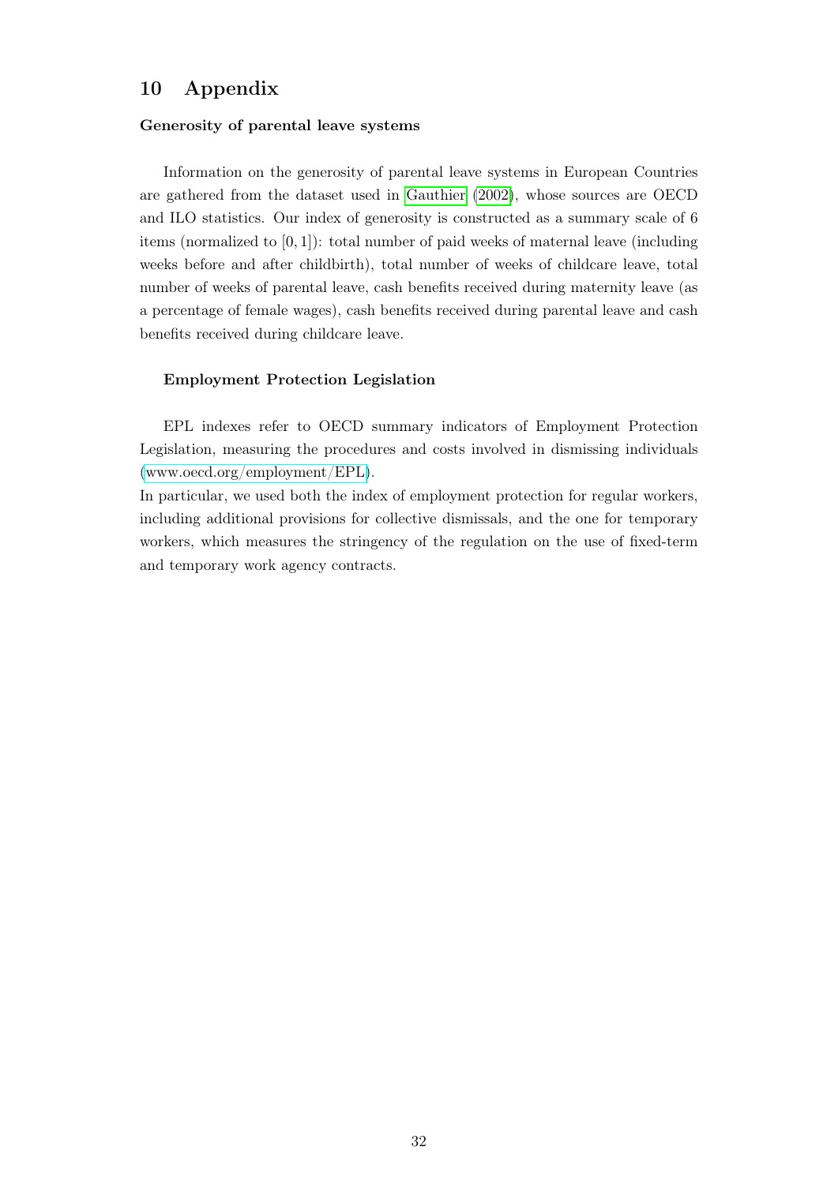# 10 Appendix

**Generosity of parental leave systems**

Information on the generosity of parental leave systems in European Countries are gathered from the dataset used in Gauthier (2002), whose sources are OECD and ILO statistics. Our index of generosity is constructed as a summary scale of 6 items (normalized to $[0, 1]$): total number of paid weeks of maternal leave (including weeks before and after childbirth), total number of weeks of childcare leave, total number of weeks of parental leave, cash benefits received during maternity leave (as a percentage of female wages), cash benefits received during parental leave and cash benefits received during childcare leave.

**Employment Protection Legislation**

EPL indexes refer to OECD summary indicators of Employment Protection Legislation, measuring the procedures and costs involved in dismissing individuals (www.oecd.org/employment/EPL).

In particular, we used both the index of employment protection for regular workers, including additional provisions for collective dismissals, and the one for temporary workers, which measures the stringency of the regulation on the use of fixed-term and temporary work agency contracts.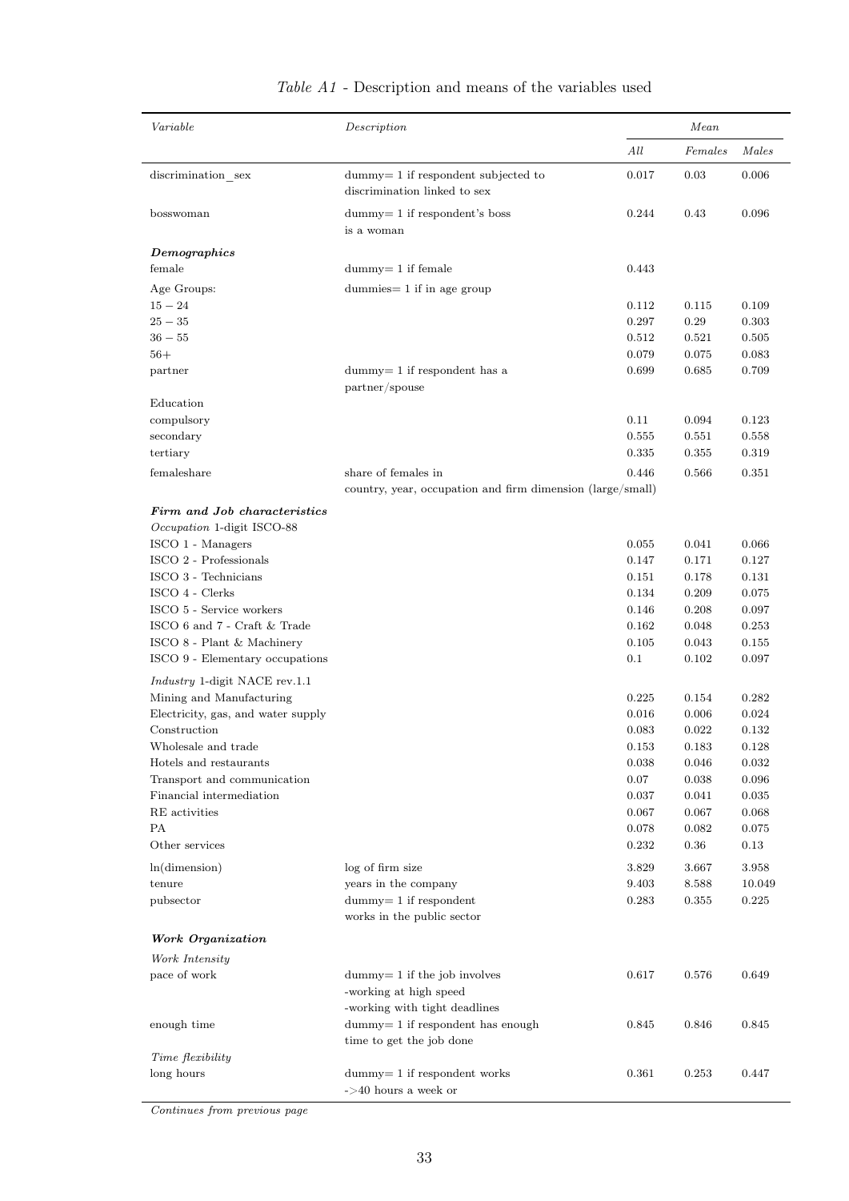*Table A1* - Description and means of the variables used

| *Variable* | *Description* | *Mean* | | |
|---|---|---|---|---|
| | | *All* | *Females* | *Males* |
| discrimination_sex | dummy= 1 if respondent subjected to discrimination linked to sex | 0.017 | 0.03 | 0.006 |
| bosswoman | dummy= 1 if respondent's boss is a woman | 0.244 | 0.43 | 0.096 |
| ***Demographics*** | | | | |
| female | dummy= 1 if female | 0.443 | | |
| Age Groups: | dummies= 1 if in age group | | | |
| $15-24$ | | 0.112 | 0.115 | 0.109 |
| $25-35$ | | 0.297 | 0.29 | 0.303 |
| $36-55$ | | 0.512 | 0.521 | 0.505 |
| $56+$ | | 0.079 | 0.075 | 0.083 |
| partner | dummy= 1 if respondent has a partner/spouse | 0.699 | 0.685 | 0.709 |
| Education | | | | |
| compulsory | | 0.11 | 0.094 | 0.123 |
| secondary | | 0.555 | 0.551 | 0.558 |
| tertiary | | 0.335 | 0.355 | 0.319 |
| femaleshare | share of females in country, year, occupation and firm dimension (large/small) | 0.446 | 0.566 | 0.351 |
| ***Firm and Job characteristics*** | | | | |
| *Occupation* 1-digit ISCO-88 | | | | |
| ISCO 1 - Managers | | 0.055 | 0.041 | 0.066 |
| ISCO 2 - Professionals | | 0.147 | 0.171 | 0.127 |
| ISCO 3 - Technicians | | 0.151 | 0.178 | 0.131 |
| ISCO 4 - Clerks | | 0.134 | 0.209 | 0.075 |
| ISCO 5 - Service workers | | 0.146 | 0.208 | 0.097 |
| ISCO 6 and 7 - Craft & Trade | | 0.162 | 0.048 | 0.253 |
| ISCO 8 - Plant & Machinery | | 0.105 | 0.043 | 0.155 |
| ISCO 9 - Elementary occupations | | 0.1 | 0.102 | 0.097 |
| *Industry* 1-digit NACE rev.1.1 | | | | |
| Mining and Manufacturing | | 0.225 | 0.154 | 0.282 |
| Electricity, gas, and water supply | | 0.016 | 0.006 | 0.024 |
| Construction | | 0.083 | 0.022 | 0.132 |
| Wholesale and trade | | 0.153 | 0.183 | 0.128 |
| Hotels and restaurants | | 0.038 | 0.046 | 0.032 |
| Transport and communication | | 0.07 | 0.038 | 0.096 |
| Financial intermediation | | 0.037 | 0.041 | 0.035 |
| RE activities | | 0.067 | 0.067 | 0.068 |
| PA | | 0.078 | 0.082 | 0.075 |
| Other services | | 0.232 | 0.36 | 0.13 |
| ln(dimension) | log of firm size | 3.829 | 3.667 | 3.958 |
| tenure | years in the company | 9.403 | 8.588 | 10.049 |
| pubsector | dummy= 1 if respondent works in the public sector | 0.283 | 0.355 | 0.225 |
| ***Work Organization*** | | | | |
| *Work Intensity* | | | | |
| pace of work | dummy= 1 if the job involves -working at high speed -working with tight deadlines | 0.617 | 0.576 | 0.649 |
| enough time | dummy= 1 if respondent has enough time to get the job done | 0.845 | 0.846 | 0.845 |
| *Time flexibility* | | | | |
| long hours | dummy= 1 if respondent works ->40 hours a week or | 0.361 | 0.253 | 0.447 |

*Continues from previous page*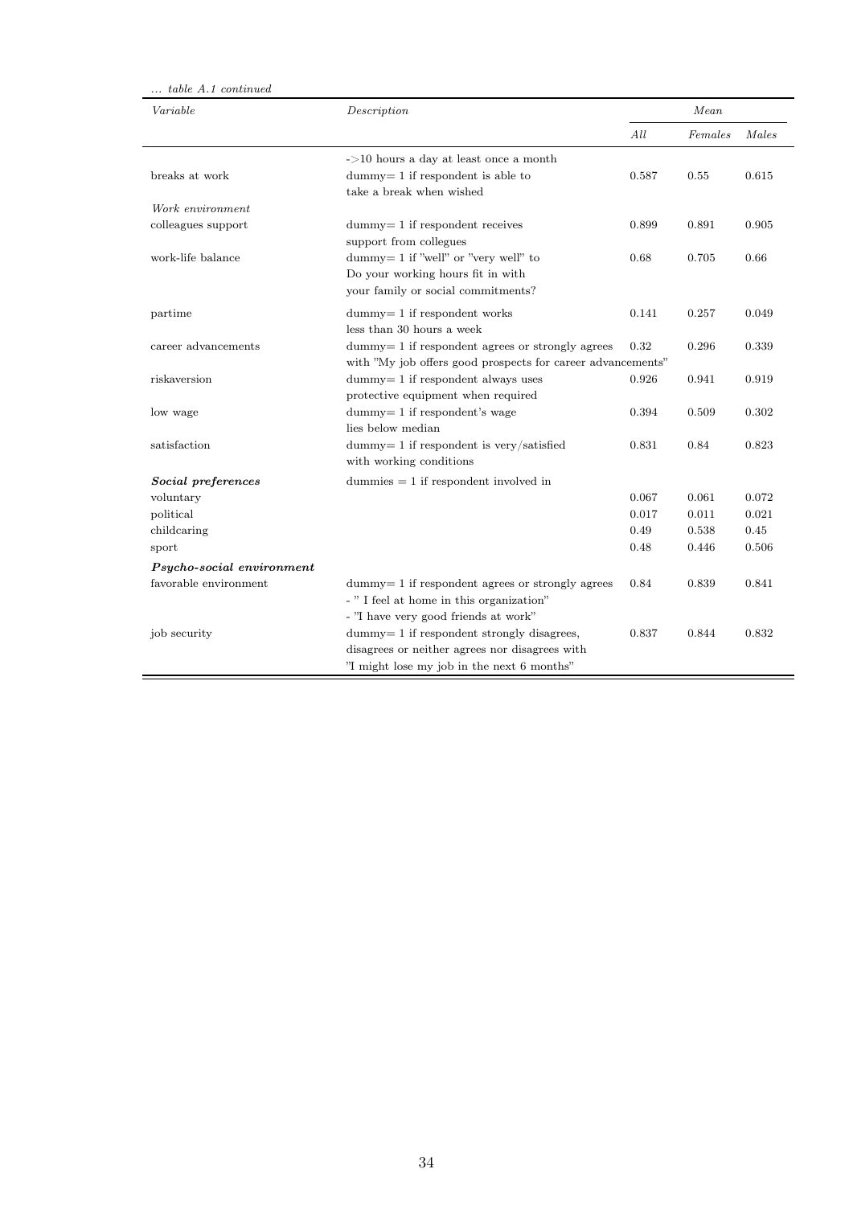*... table A.1 continued*

| *Variable* | *Description* | *Mean* | | |
|---|---|---|---|---|
| | | *All* | *Females* | *Males* |
| | ->10 hours a day at least once a month | | | |
| breaks at work | dummy= 1 if respondent is able to take a break when wished | 0.587 | 0.55 | 0.615 |
| *Work environment* | | | | |
| colleagues support | dummy= 1 if respondent receives support from collegues | 0.899 | 0.891 | 0.905 |
| work-life balance | dummy= 1 if "well" or "very well" to Do your working hours fit in with your family or social commitments? | 0.68 | 0.705 | 0.66 |
| partime | dummy= 1 if respondent works less than 30 hours a week | 0.141 | 0.257 | 0.049 |
| career advancements | dummy= 1 if respondent agrees or strongly agrees with "My job offers good prospects for career advancements" | 0.32 | 0.296 | 0.339 |
| riskaversion | dummy= 1 if respondent always uses protective equipment when required | 0.926 | 0.941 | 0.919 |
| low wage | dummy= 1 if respondent's wage lies below median | 0.394 | 0.509 | 0.302 |
| satisfaction | dummy= 1 if respondent is very/satisfied with working conditions | 0.831 | 0.84 | 0.823 |
| ***Social preferences*** | dummies = 1 if respondent involved in | | | |
| voluntary | | 0.067 | 0.061 | 0.072 |
| political | | 0.017 | 0.011 | 0.021 |
| childcaring | | 0.49 | 0.538 | 0.45 |
| sport | | 0.48 | 0.446 | 0.506 |
| ***Psycho-social environment*** | | | | |
| favorable environment | dummy= 1 if respondent agrees or strongly agrees - " I feel at home in this organization" - "I have very good friends at work" | 0.84 | 0.839 | 0.841 |
| job security | dummy= 1 if respondent strongly disagrees, disagrees or neither agrees nor disagrees with "I might lose my job in the next 6 months" | 0.837 | 0.844 | 0.832 |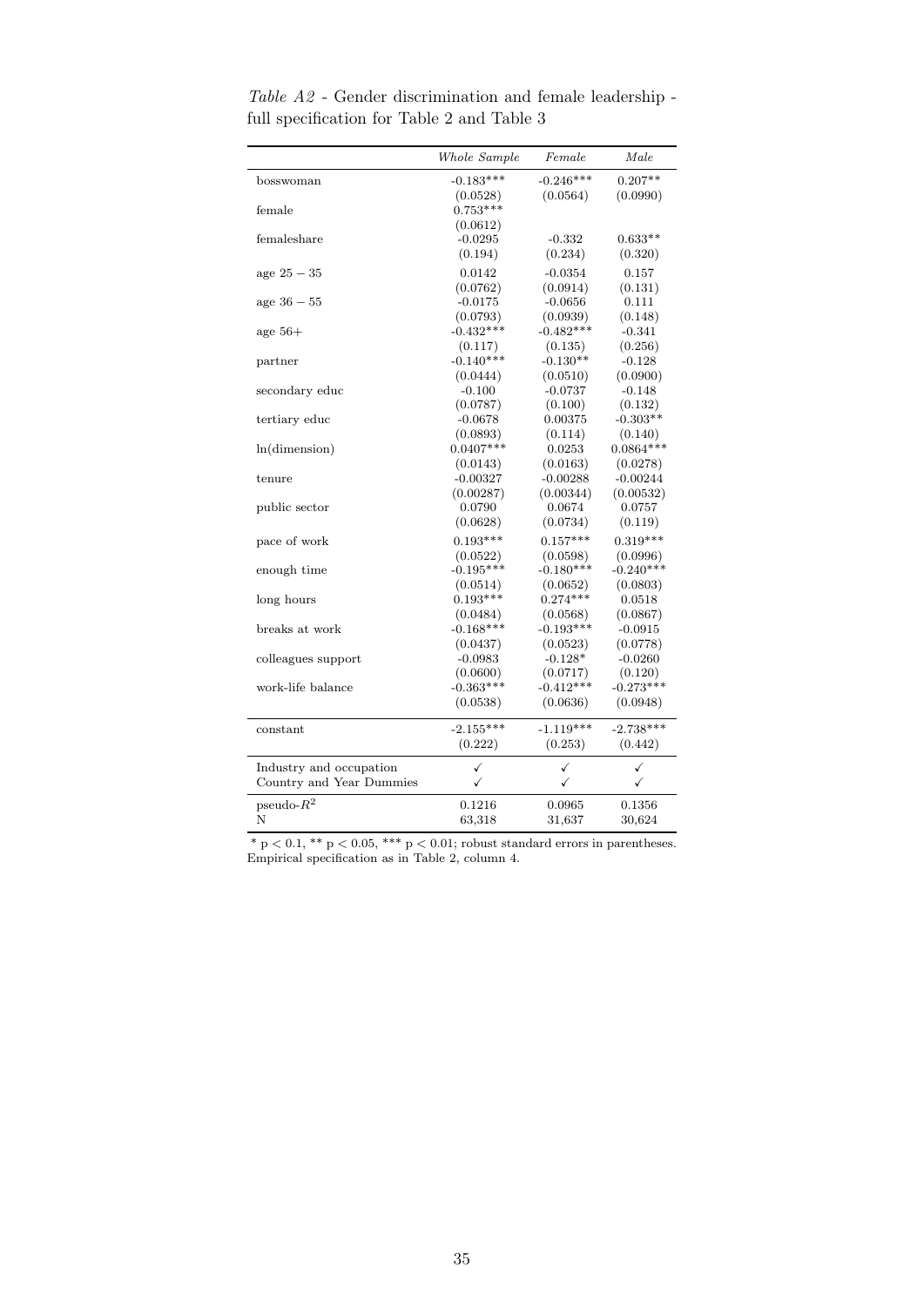*Table A2* - Gender discrimination and female leadership - full specification for Table 2 and Table 3

| | *Whole Sample* | *Female* | *Male* |
|---|---|---|---|
| bosswoman | -0.183*** | -0.246*** | 0.207** |
| | (0.0528) | (0.0564) | (0.0990) |
| female | 0.753*** | | |
| | (0.0612) | | |
| femaleshare | -0.0295 | -0.332 | 0.633** |
| | (0.194) | (0.234) | (0.320) |
| age $25-35$ | 0.0142 | -0.0354 | 0.157 |
| | (0.0762) | (0.0914) | (0.131) |
| age $36-55$ | -0.0175 | -0.0656 | 0.111 |
| | (0.0793) | (0.0939) | (0.148) |
| age 56+ | -0.432*** | -0.482*** | -0.341 |
| | (0.117) | (0.135) | (0.256) |
| partner | -0.140*** | -0.130** | -0.128 |
| | (0.0444) | (0.0510) | (0.0900) |
| secondary educ | -0.100 | -0.0737 | -0.148 |
| | (0.0787) | (0.100) | (0.132) |
| tertiary educ | -0.0678 | 0.00375 | -0.303** |
| | (0.0893) | (0.114) | (0.140) |
| ln(dimension) | 0.0407*** | 0.0253 | 0.0864*** |
| | (0.0143) | (0.0163) | (0.0278) |
| tenure | -0.00327 | -0.00288 | -0.00244 |
| | (0.00287) | (0.00344) | (0.00532) |
| public sector | 0.0790 | 0.0674 | 0.0757 |
| | (0.0628) | (0.0734) | (0.119) |
| pace of work | 0.193*** | 0.157*** | 0.319*** |
| | (0.0522) | (0.0598) | (0.0996) |
| enough time | -0.195*** | -0.180*** | -0.240*** |
| | (0.0514) | (0.0652) | (0.0803) |
| long hours | 0.193*** | 0.274*** | 0.0518 |
| | (0.0484) | (0.0568) | (0.0867) |
| breaks at work | -0.168*** | -0.193*** | -0.0915 |
| | (0.0437) | (0.0523) | (0.0778) |
| colleagues support | -0.0983 | -0.128* | -0.0260 |
| | (0.0600) | (0.0717) | (0.120) |
| work-life balance | -0.363*** | -0.412*** | -0.273*** |
| | (0.0538) | (0.0636) | (0.0948) |
| constant | -2.155*** | -1.119*** | -2.738*** |
| | (0.222) | (0.253) | (0.442) |
| Industry and occupation | ✓ | ✓ | ✓ |
| Country and Year Dummies | ✓ | ✓ | ✓ |
| pseudo-$R^2$ | 0.1216 | 0.0965 | 0.1356 |
| N | 63,318 | 31,637 | 30,624 |

\* $p < 0.1$, \*\* $p < 0.05$, \*\*\* $p < 0.01$; robust standard errors in parentheses. Empirical specification as in Table 2, column 4.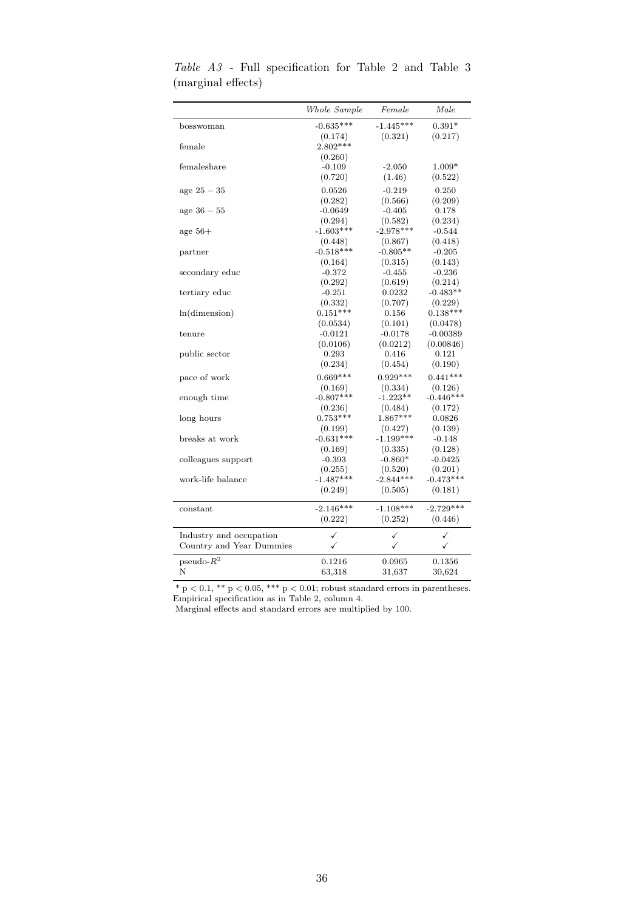*Table A3* - Full specification for Table 2 and Table 3 (marginal effects)

| | *Whole Sample* | *Female* | *Male* |
|---|---|---|---|
| bosswoman | -0.635*** | -1.445*** | 0.391* |
| | (0.174) | (0.321) | (0.217) |
| female | 2.802*** | | |
| | (0.260) | | |
| femaleshare | -0.109 | -2.050 | 1.009* |
| | (0.720) | (1.46) | (0.522) |
| age $25-35$ | 0.0526 | -0.219 | 0.250 |
| | (0.282) | (0.566) | (0.209) |
| age $36-55$ | -0.0649 | -0.405 | 0.178 |
| | (0.294) | (0.582) | (0.234) |
| age 56+ | -1.603*** | -2.978*** | -0.544 |
| | (0.448) | (0.867) | (0.418) |
| partner | -0.518*** | -0.805** | -0.205 |
| | (0.164) | (0.315) | (0.143) |
| secondary educ | -0.372 | -0.455 | -0.236 |
| | (0.292) | (0.619) | (0.214) |
| tertiary educ | -0.251 | 0.0232 | -0.483** |
| | (0.332) | (0.707) | (0.229) |
| ln(dimension) | 0.151*** | 0.156 | 0.138*** |
| | (0.0534) | (0.101) | (0.0478) |
| tenure | -0.0121 | -0.0178 | -0.00389 |
| | (0.0106) | (0.0212) | (0.00846) |
| public sector | 0.293 | 0.416 | 0.121 |
| | (0.234) | (0.454) | (0.190) |
| pace of work | 0.669*** | 0.929*** | 0.441*** |
| | (0.169) | (0.334) | (0.126) |
| enough time | -0.807*** | -1.223** | -0.446*** |
| | (0.236) | (0.484) | (0.172) |
| long hours | 0.753*** | 1.867*** | 0.0826 |
| | (0.199) | (0.427) | (0.139) |
| breaks at work | -0.631*** | -1.199*** | -0.148 |
| | (0.169) | (0.335) | (0.128) |
| colleagues support | -0.393 | -0.860* | -0.0425 |
| | (0.255) | (0.520) | (0.201) |
| work-life balance | -1.487*** | -2.844*** | -0.473*** |
| | (0.249) | (0.505) | (0.181) |
| constant | -2.146*** | -1.108*** | -2.729*** |
| | (0.222) | (0.252) | (0.446) |
| Industry and occupation | ✓ | ✓ | ✓ |
| Country and Year Dummies | ✓ | ✓ | ✓ |
| pseudo-$R^2$ | 0.1216 | 0.0965 | 0.1356 |
| N | 63,318 | 31,637 | 30,624 |

\* $p < 0.1$, ** $p < 0.05$, *** $p < 0.01$; robust standard errors in parentheses.
Empirical specification as in Table 2, column 4.
Marginal effects and standard errors are multiplied by 100.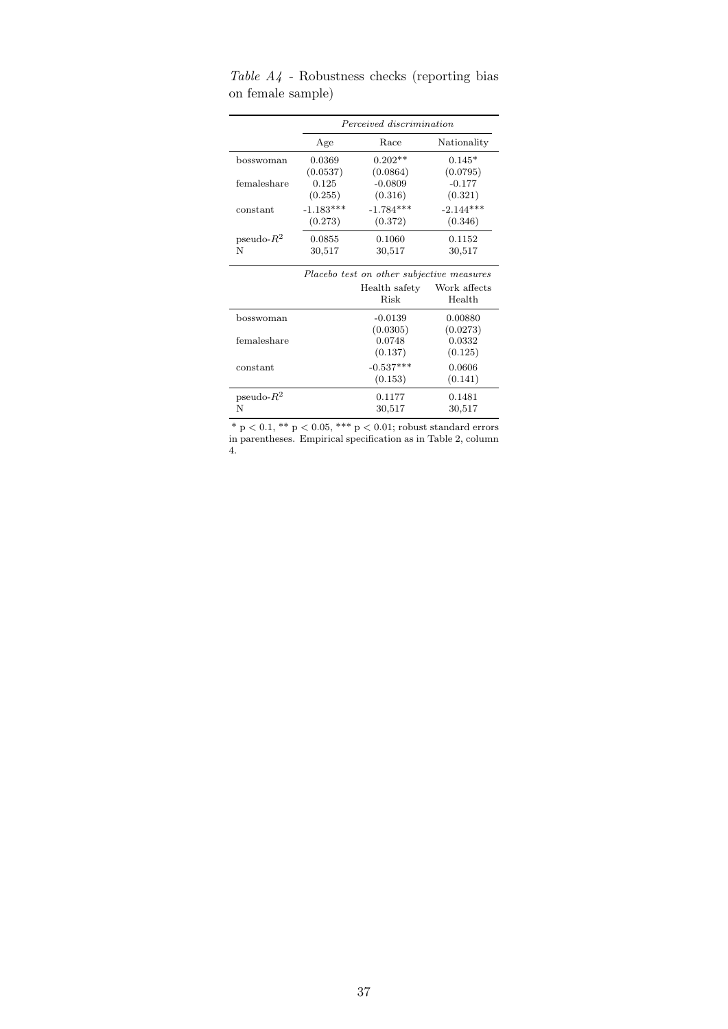*Table A4* - Robustness checks (reporting bias on female sample)

| | *Perceived discrimination* | | |
|---|---|---|---|
| | Age | Race | Nationality |
| bosswoman | 0.0369 | 0.202** | 0.145* |
| | (0.0537) | (0.0864) | (0.0795) |
| femaleshare | 0.125 | -0.0809 | -0.177 |
| | (0.255) | (0.316) | (0.321) |
| constant | -1.183*** | -1.784*** | -2.144*** |
| | (0.273) | (0.372) | (0.346) |
| pseudo-$R^2$ | 0.0855 | 0.1060 | 0.1152 |
| N | 30,517 | 30,517 | 30,517 |

| | *Placebo test on other subjective measures* | |
|---|---|---|
| | Health safety Risk | Work affects Health |
| bosswoman | -0.0139 | 0.00880 |
| | (0.0305) | (0.0273) |
| femaleshare | 0.0748 | 0.0332 |
| | (0.137) | (0.125) |
| constant | -0.537*** | 0.0606 |
| | (0.153) | (0.141) |
| pseudo-$R^2$ | 0.1177 | 0.1481 |
| N | 30,517 | 30,517 |

* $p < 0.1$, ** $p < 0.05$, *** $p < 0.01$; robust standard errors in parentheses. Empirical specification as in Table 2, column 4.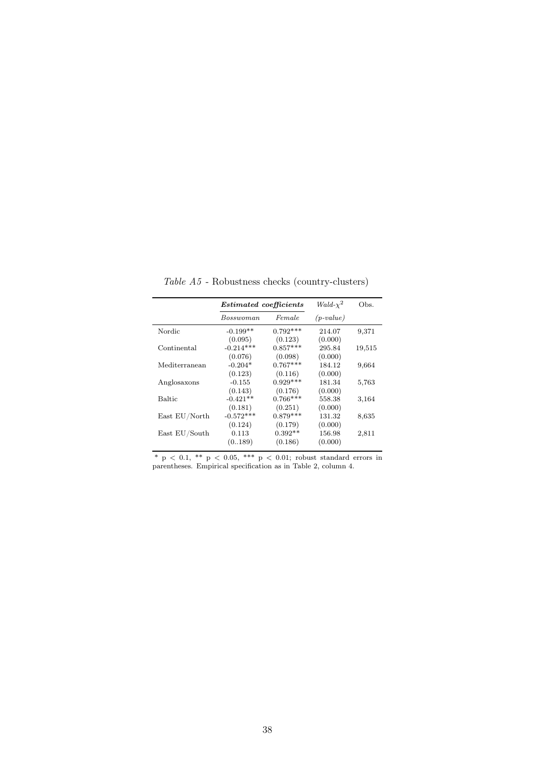*Table A5* - Robustness checks (country-clusters)

| | ***Estimated coefficients*** | | *Wald-$\chi^2$* | Obs. |
|---|---|---|---|---|
| | *Bosswoman* | *Female* | *(p-value)* | |
| Nordic | -0.199** | 0.792*** | 214.07 | 9,371 |
| | (0.095) | (0.123) | (0.000) | |
| Continental | -0.214*** | 0.857*** | 295.84 | 19,515 |
| | (0.076) | (0.098) | (0.000) | |
| Mediterranean | -0.204* | 0.767*** | 184.12 | 9,664 |
| | (0.123) | (0.116) | (0.000) | |
| Anglosaxons | -0.155 | 0.929*** | 181.34 | 5,763 |
| | (0.143) | (0.176) | (0.000) | |
| Baltic | -0.421** | 0.766*** | 558.38 | 3,164 |
| | (0.181) | (0.251) | (0.000) | |
| East EU/North | -0.572*** | 0.879*** | 131.32 | 8,635 |
| | (0.124) | (0.179) | (0.000) | |
| East EU/South | 0.113 | 0.392** | 156.98 | 2,811 |
| | (0..189) | (0.186) | (0.000) | |

* $p < 0.1$, ** $p < 0.05$, *** $p < 0.01$; robust standard errors in parentheses. Empirical specification as in Table 2, column 4.